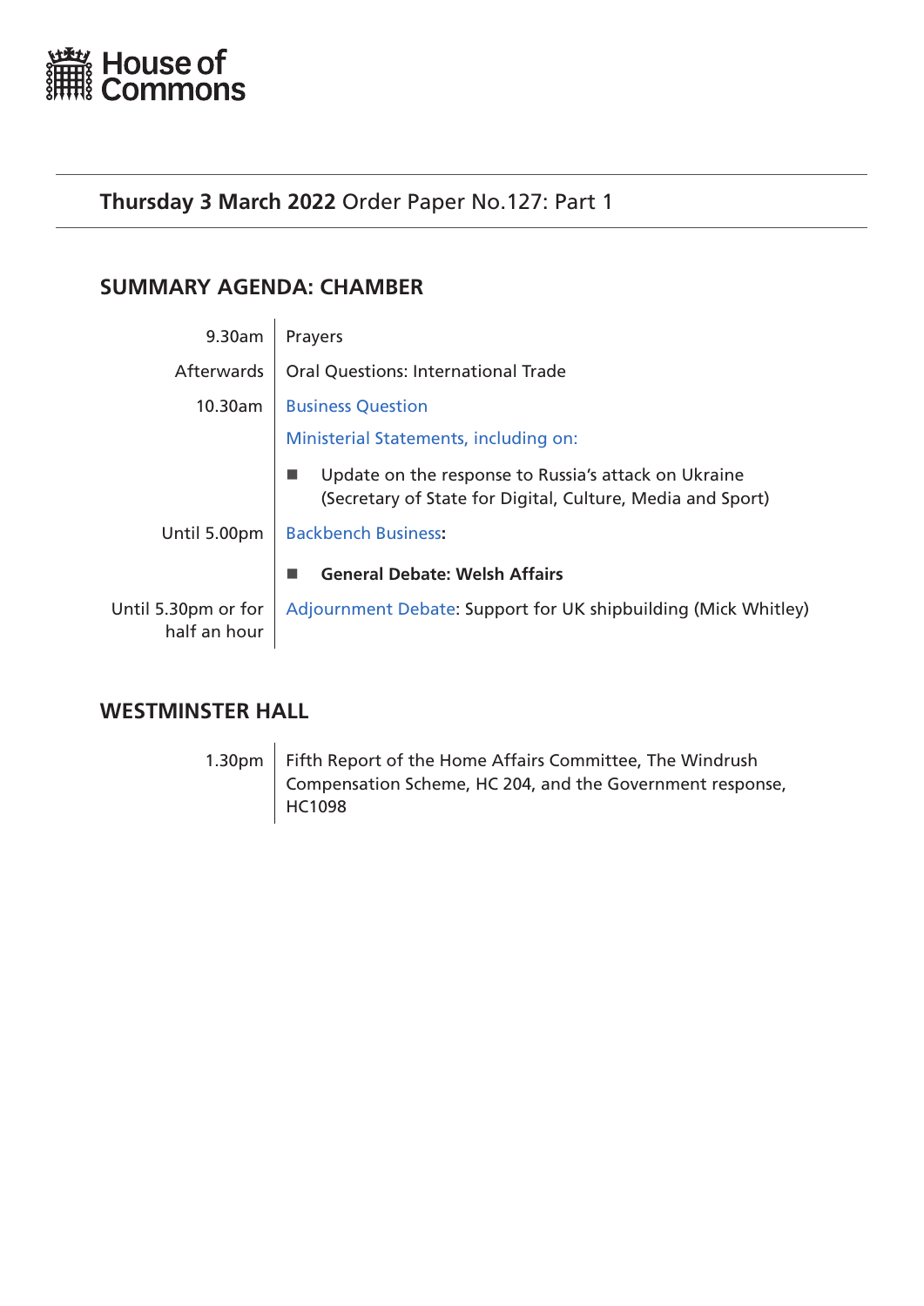House of Commons

**Thursday 3 March 2022** Order Paper No.127: Part 1

## SUMMARY AGENDA: CHAMBER

| | |
|---|---|
| 9.30am | Prayers |
| Afterwards | Oral Questions: International Trade |
| 10.30am | Business Question |
| | Ministerial Statements, including on: |
| | ■ Update on the response to Russia's attack on Ukraine (Secretary of State for Digital, Culture, Media and Sport) |
| Until 5.00pm | Backbench Business**:** |
| | ■ **General Debate: Welsh Affairs** |
| Until 5.30pm or for half an hour | Adjournment Debate: Support for UK shipbuilding (Mick Whitley) |

## WESTMINSTER HALL

| | |
|---|---|
| 1.30pm | Fifth Report of the Home Affairs Committee, The Windrush Compensation Scheme, HC 204, and the Government response, HC1098 |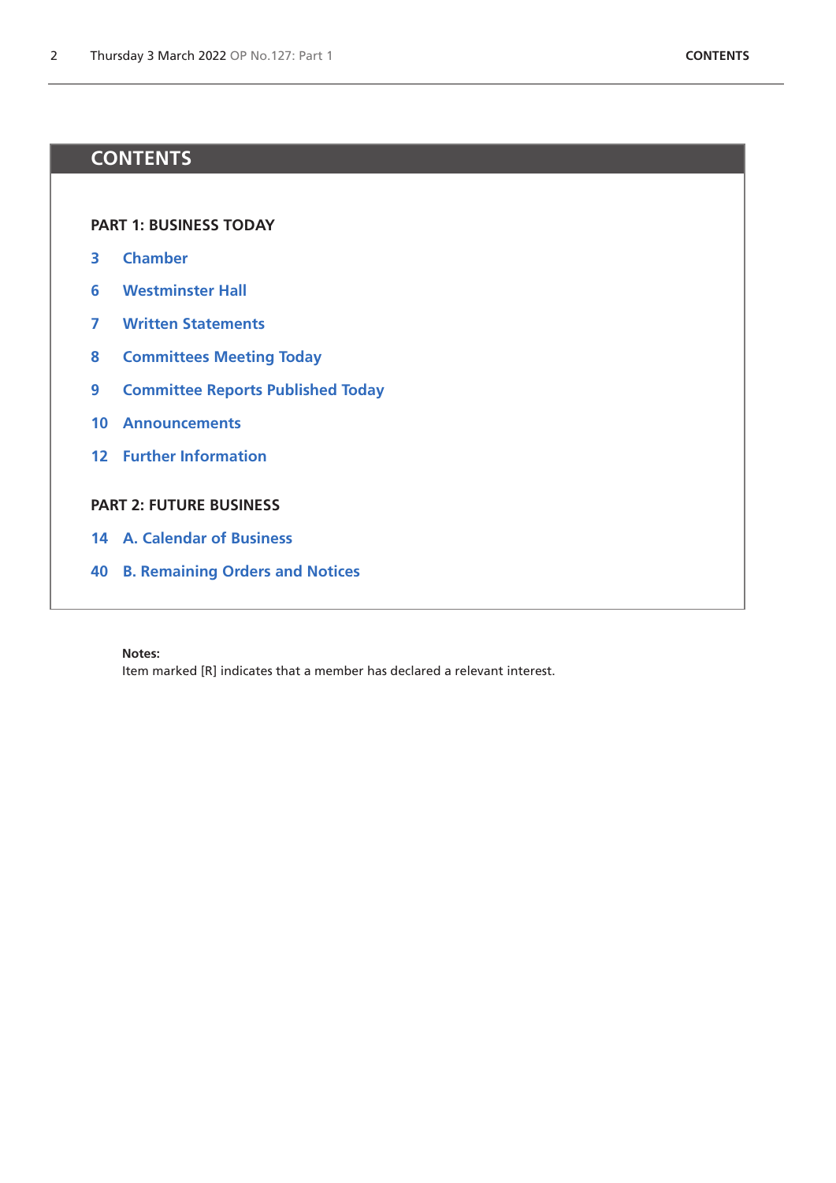# CONTENTS

## PART 1: BUSINESS TODAY

- 3 Chamber
- 6 Westminster Hall
- 7 Written Statements
- 8 Committees Meeting Today
- 9 Committee Reports Published Today
- 10 Announcements
- 12 Further Information

## PART 2: FUTURE BUSINESS

- 14 A. Calendar of Business
- 40 B. Remaining Orders and Notices

**Notes:**
Item marked [R] indicates that a member has declared a relevant interest.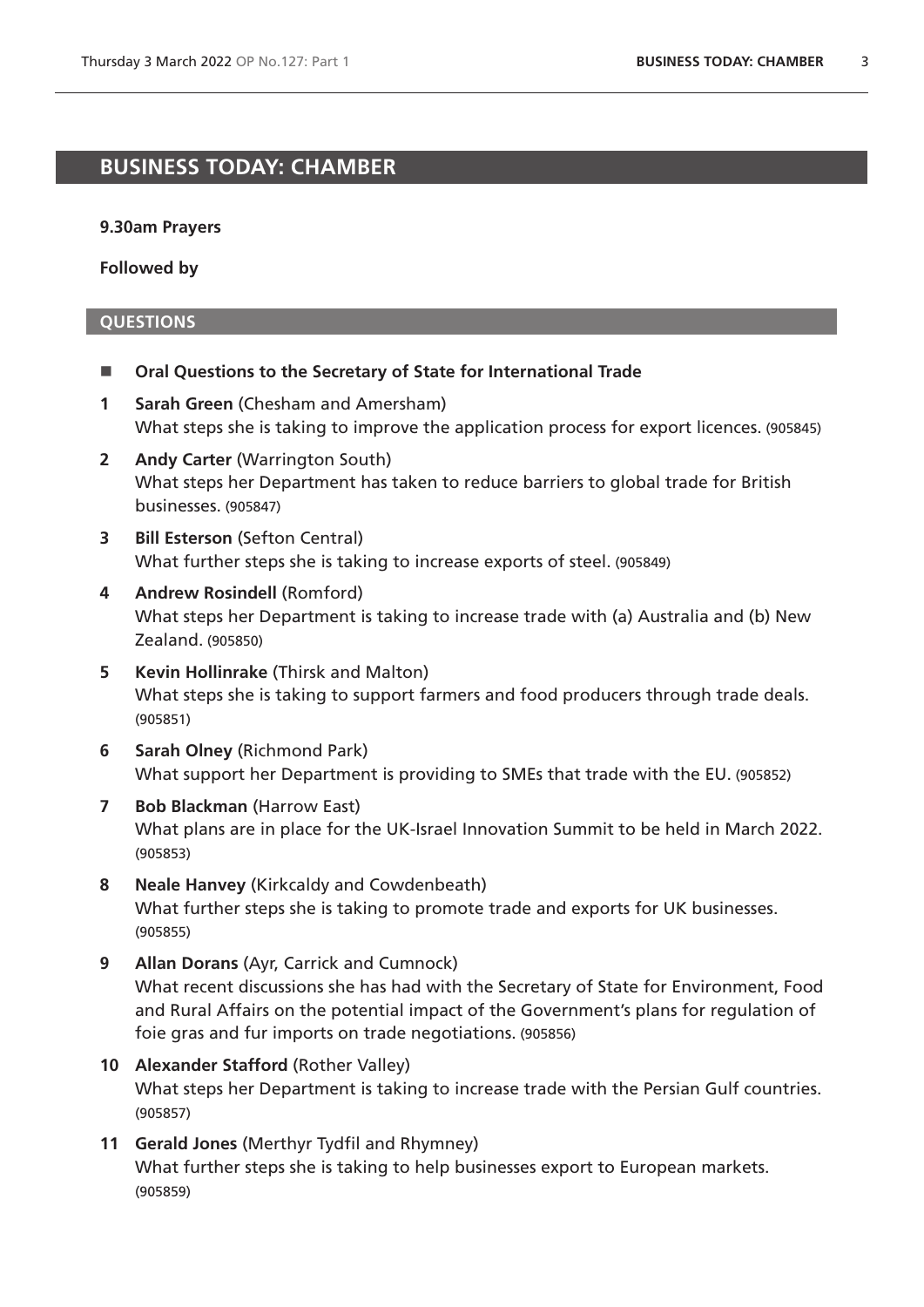# BUSINESS TODAY: CHAMBER

**9.30am Prayers**

**Followed by**

## QUESTIONS

- **Oral Questions to the Secretary of State for International Trade**

**1** **Sarah Green** (Chesham and Amersham)
What steps she is taking to improve the application process for export licences. (905845)

**2** **Andy Carter** (Warrington South)
What steps her Department has taken to reduce barriers to global trade for British businesses. (905847)

**3** **Bill Esterson** (Sefton Central)
What further steps she is taking to increase exports of steel. (905849)

**4** **Andrew Rosindell** (Romford)
What steps her Department is taking to increase trade with (a) Australia and (b) New Zealand. (905850)

**5** **Kevin Hollinrake** (Thirsk and Malton)
What steps she is taking to support farmers and food producers through trade deals. (905851)

**6** **Sarah Olney** (Richmond Park)
What support her Department is providing to SMEs that trade with the EU. (905852)

**7** **Bob Blackman** (Harrow East)
What plans are in place for the UK-Israel Innovation Summit to be held in March 2022. (905853)

**8** **Neale Hanvey** (Kirkcaldy and Cowdenbeath)
What further steps she is taking to promote trade and exports for UK businesses. (905855)

**9** **Allan Dorans** (Ayr, Carrick and Cumnock)
What recent discussions she has had with the Secretary of State for Environment, Food and Rural Affairs on the potential impact of the Government's plans for regulation of foie gras and fur imports on trade negotiations. (905856)

**10** **Alexander Stafford** (Rother Valley)
What steps her Department is taking to increase trade with the Persian Gulf countries. (905857)

**11** **Gerald Jones** (Merthyr Tydfil and Rhymney)
What further steps she is taking to help businesses export to European markets. (905859)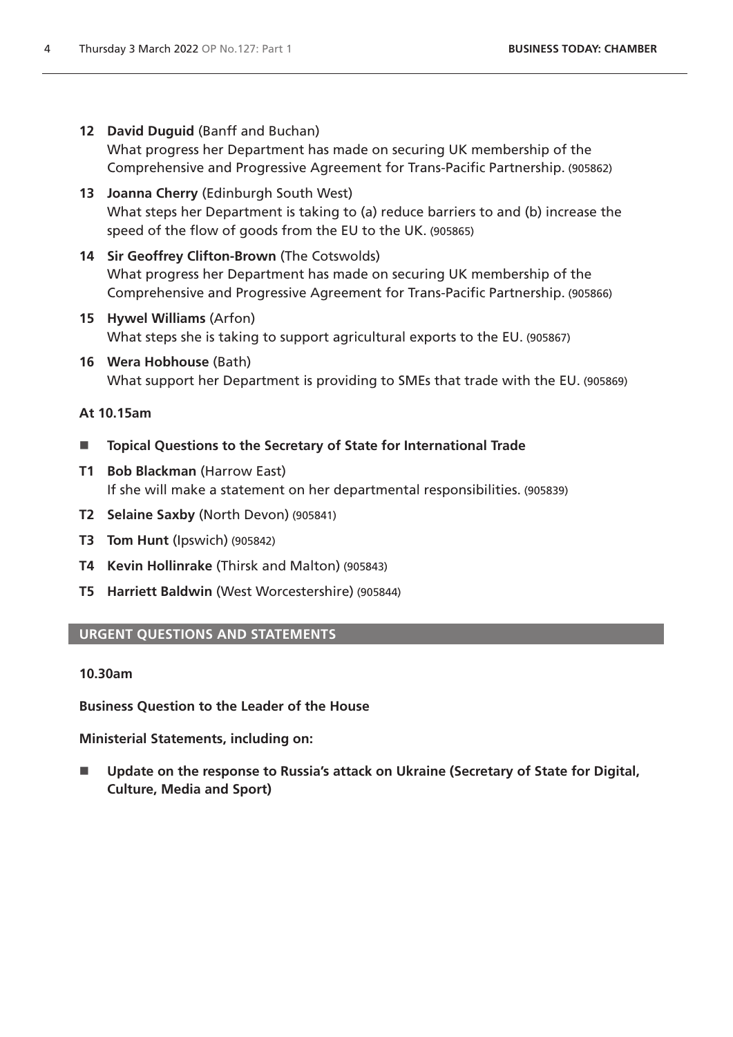**12 David Duguid** (Banff and Buchan)
What progress her Department has made on securing UK membership of the Comprehensive and Progressive Agreement for Trans-Pacific Partnership. (905862)

**13 Joanna Cherry** (Edinburgh South West)
What steps her Department is taking to (a) reduce barriers to and (b) increase the speed of the flow of goods from the EU to the UK. (905865)

**14 Sir Geoffrey Clifton-Brown** (The Cotswolds)
What progress her Department has made on securing UK membership of the Comprehensive and Progressive Agreement for Trans-Pacific Partnership. (905866)

**15 Hywel Williams** (Arfon)
What steps she is taking to support agricultural exports to the EU. (905867)

**16 Wera Hobhouse** (Bath)
What support her Department is providing to SMEs that trade with the EU. (905869)

**At 10.15am**

- **Topical Questions to the Secretary of State for International Trade**

**T1 Bob Blackman** (Harrow East)
If she will make a statement on her departmental responsibilities. (905839)

**T2 Selaine Saxby** (North Devon) (905841)

**T3 Tom Hunt** (Ipswich) (905842)

**T4 Kevin Hollinrake** (Thirsk and Malton) (905843)

**T5 Harriett Baldwin** (West Worcestershire) (905844)

## URGENT QUESTIONS AND STATEMENTS

**10.30am**

**Business Question to the Leader of the House**

**Ministerial Statements, including on:**

- **Update on the response to Russia's attack on Ukraine (Secretary of State for Digital, Culture, Media and Sport)**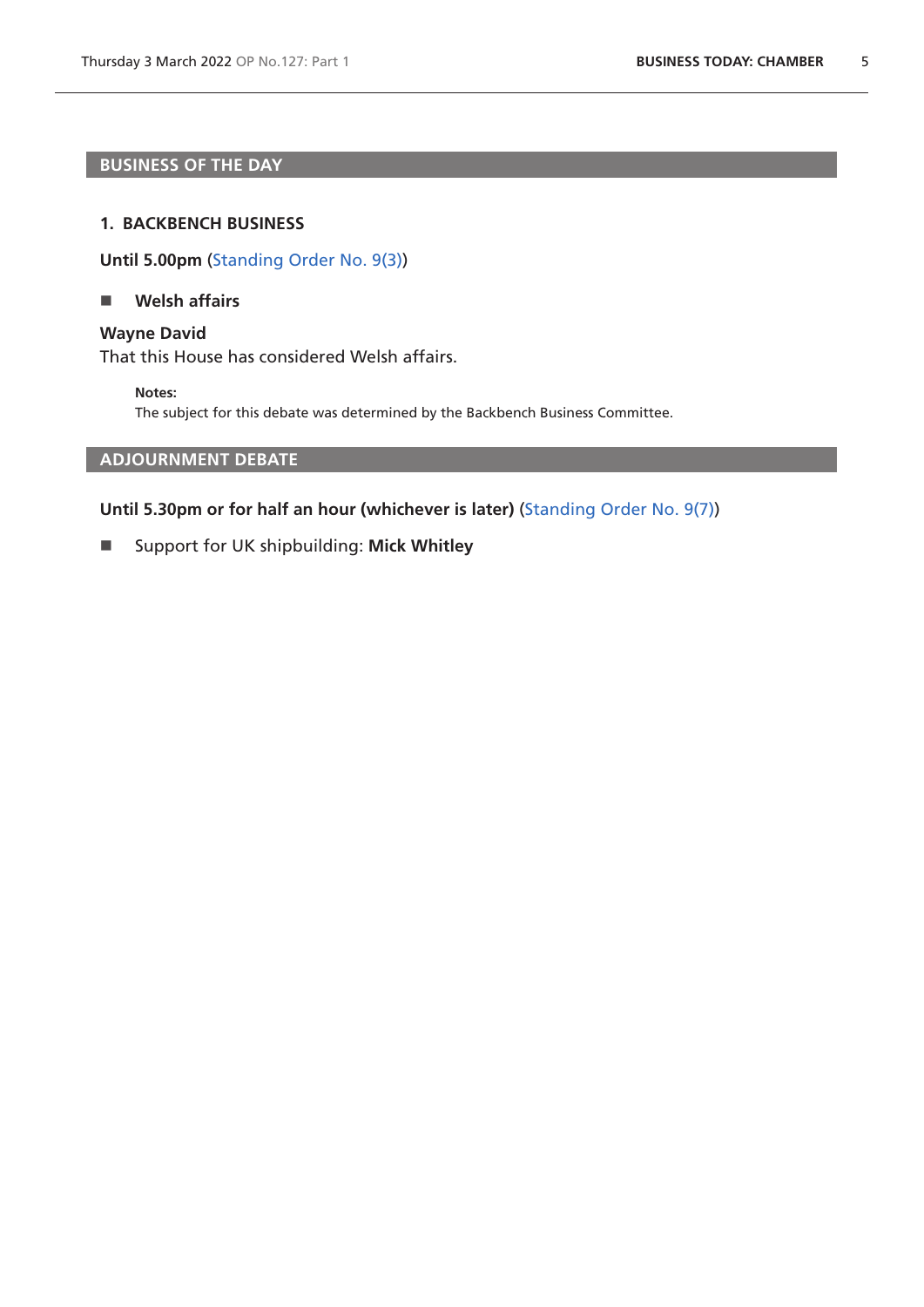## BUSINESS OF THE DAY

### 1. BACKBENCH BUSINESS

**Until 5.00pm** (Standing Order No. 9(3))

- **Welsh affairs**

**Wayne David**
That this House has considered Welsh affairs.

> **Notes:**
> The subject for this debate was determined by the Backbench Business Committee.

## ADJOURNMENT DEBATE

**Until 5.30pm or for half an hour (whichever is later)** (Standing Order No. 9(7))

- Support for UK shipbuilding: **Mick Whitley**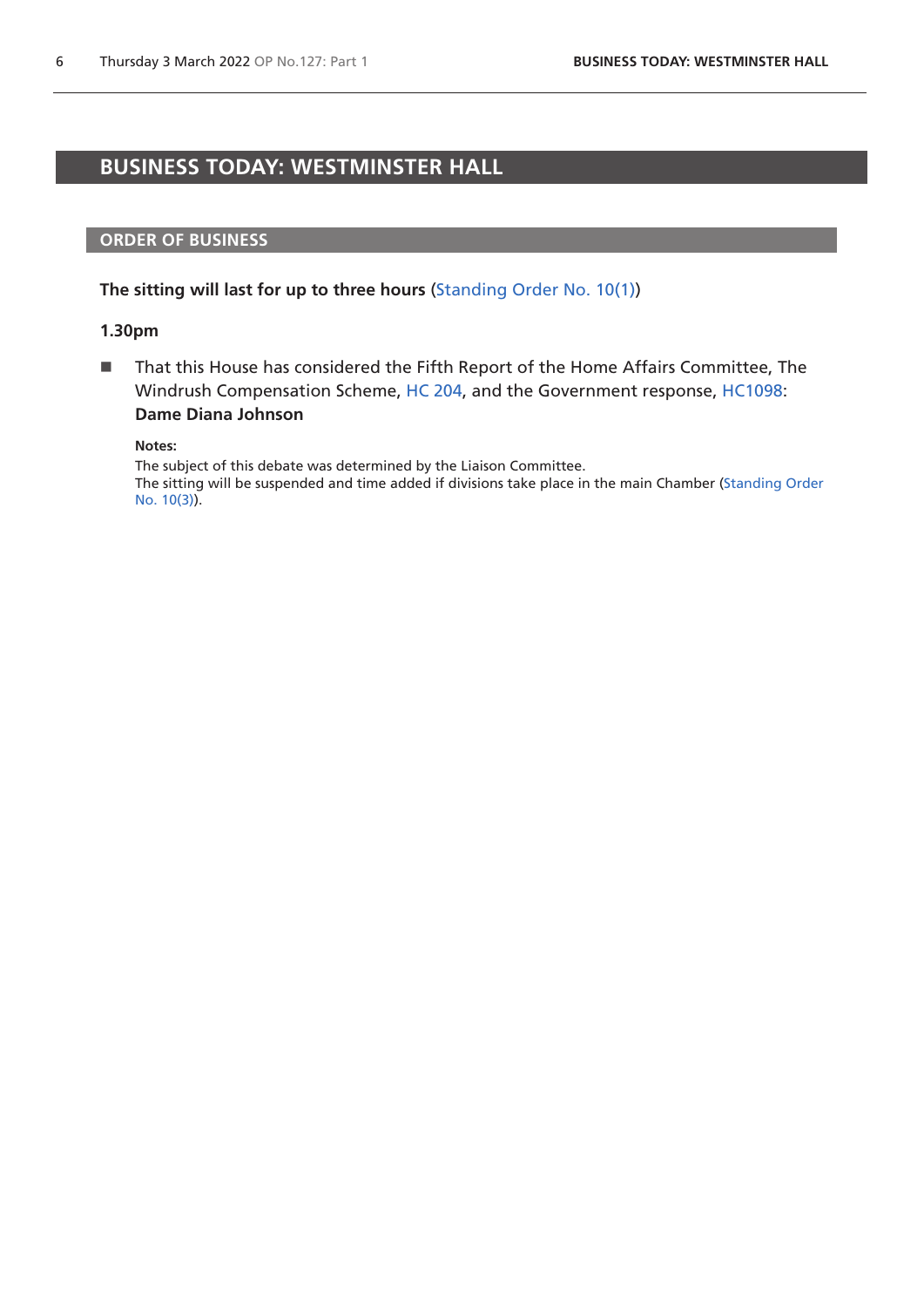# BUSINESS TODAY: WESTMINSTER HALL

## ORDER OF BUSINESS

**The sitting will last for up to three hours** (Standing Order No. 10(1))

**1.30pm**

- That this House has considered the Fifth Report of the Home Affairs Committee, The Windrush Compensation Scheme, HC 204, and the Government response, HC1098: **Dame Diana Johnson**

**Notes:**

The subject of this debate was determined by the Liaison Committee.

The sitting will be suspended and time added if divisions take place in the main Chamber (Standing Order No. 10(3)).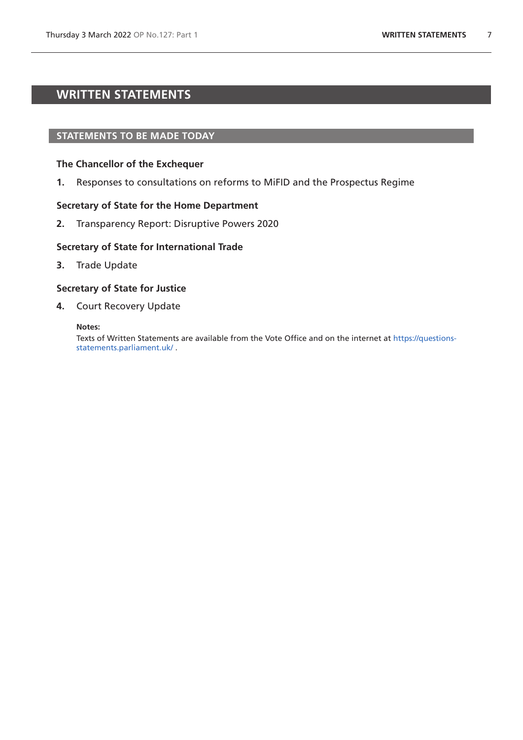# WRITTEN STATEMENTS

## STATEMENTS TO BE MADE TODAY

### The Chancellor of the Exchequer

**1.** Responses to consultations on reforms to MiFID and the Prospectus Regime

### Secretary of State for the Home Department

**2.** Transparency Report: Disruptive Powers 2020

### Secretary of State for International Trade

**3.** Trade Update

### Secretary of State for Justice

**4.** Court Recovery Update

**Notes:**

Texts of Written Statements are available from the Vote Office and on the internet at https://questions-statements.parliament.uk/ .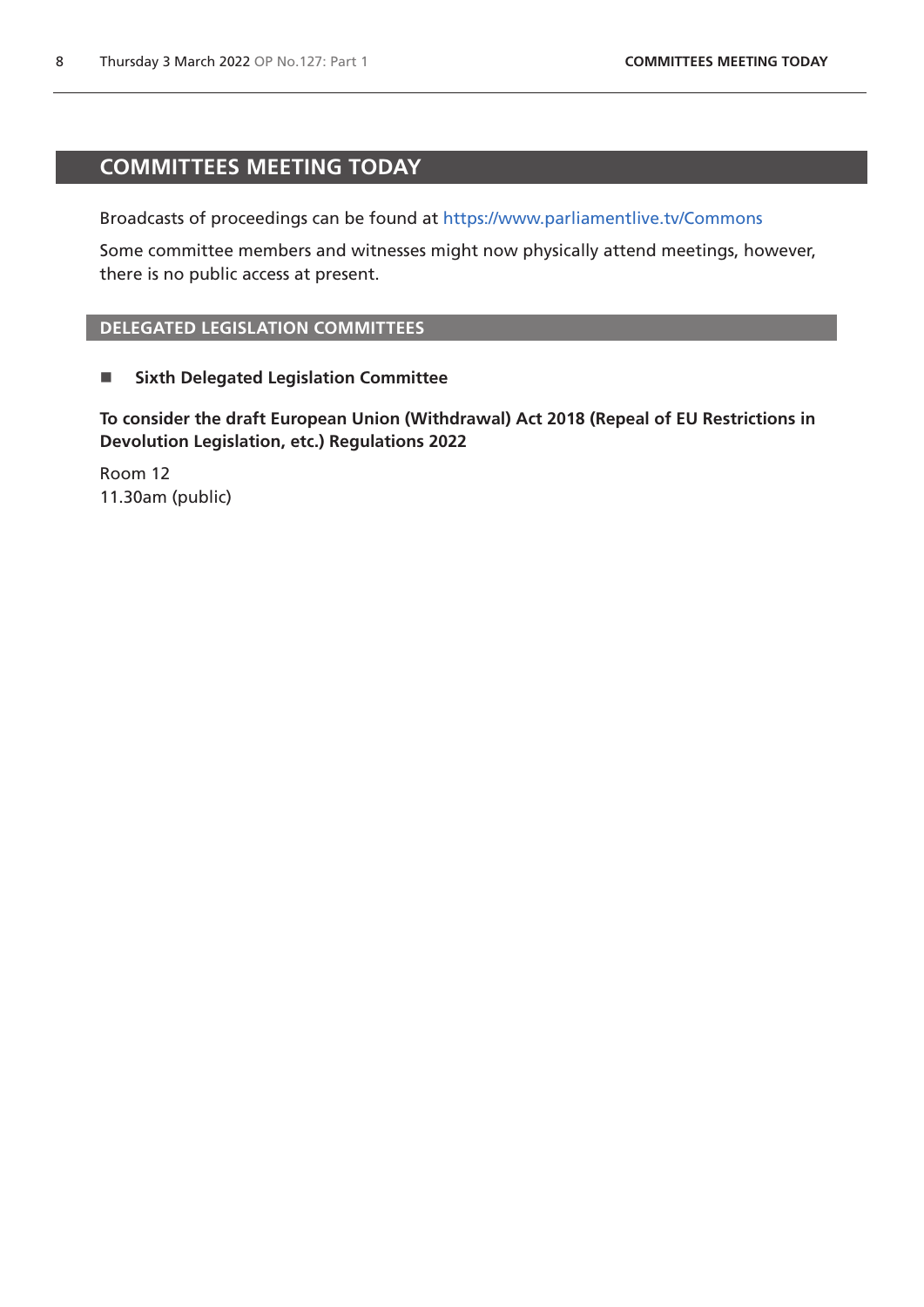# COMMITTEES MEETING TODAY

Broadcasts of proceedings can be found at https://www.parliamentlive.tv/Commons

Some committee members and witnesses might now physically attend meetings, however, there is no public access at present.

## DELEGATED LEGISLATION COMMITTEES

- **Sixth Delegated Legislation Committee**

**To consider the draft European Union (Withdrawal) Act 2018 (Repeal of EU Restrictions in Devolution Legislation, etc.) Regulations 2022**

Room 12
11.30am (public)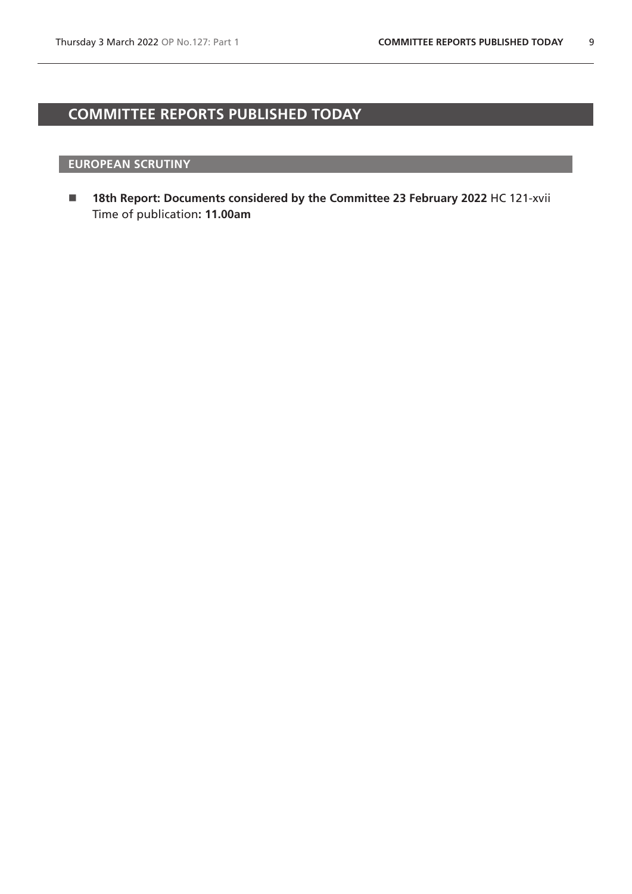# COMMITTEE REPORTS PUBLISHED TODAY

## EUROPEAN SCRUTINY

- **18th Report: Documents considered by the Committee 23 February 2022** HC 121-xvii
  Time of publication**: 11.00am**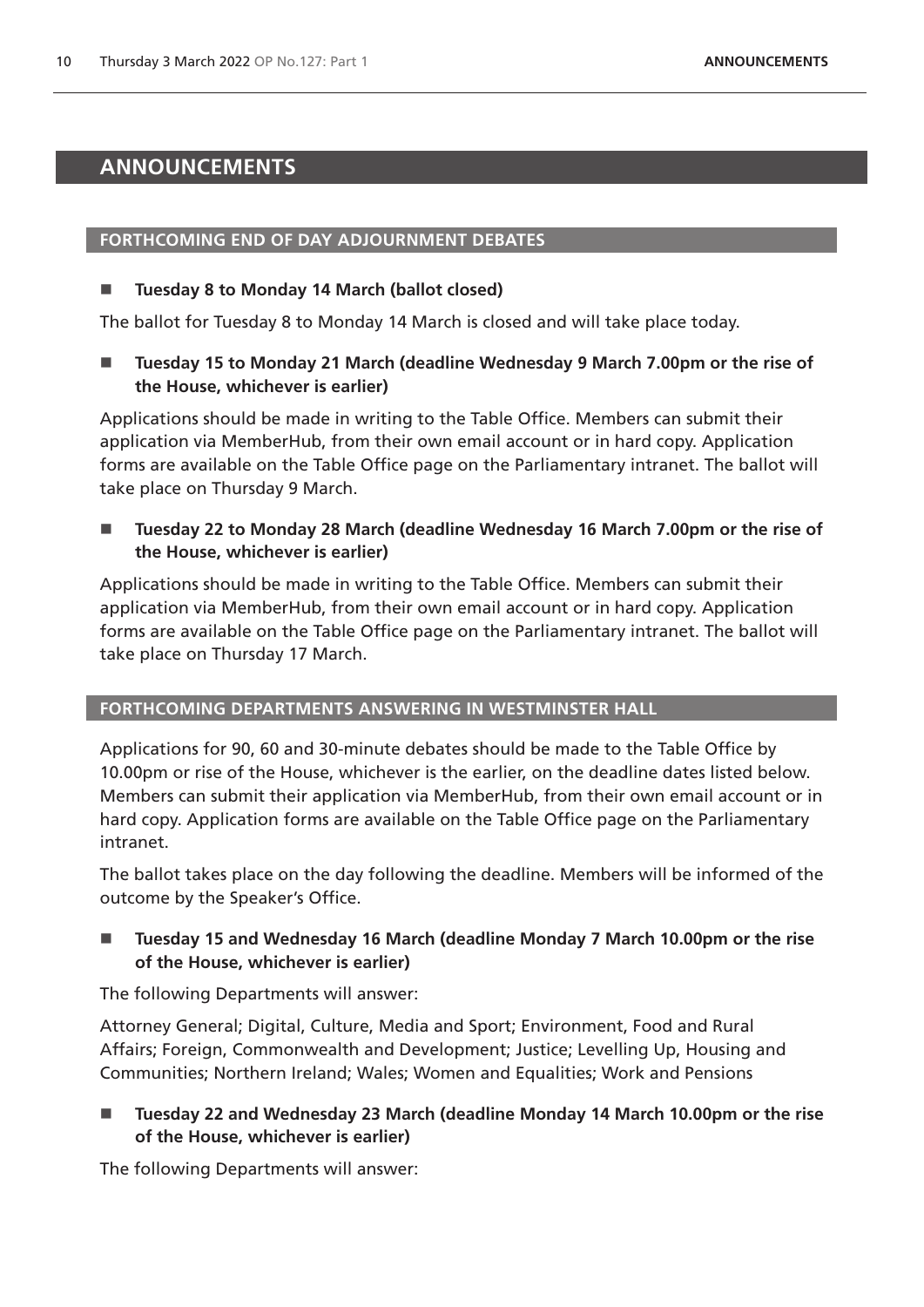# ANNOUNCEMENTS

## FORTHCOMING END OF DAY ADJOURNMENT DEBATES

- **Tuesday 8 to Monday 14 March (ballot closed)**

The ballot for Tuesday 8 to Monday 14 March is closed and will take place today.

- **Tuesday 15 to Monday 21 March (deadline Wednesday 9 March 7.00pm or the rise of the House, whichever is earlier)**

Applications should be made in writing to the Table Office. Members can submit their application via MemberHub, from their own email account or in hard copy. Application forms are available on the Table Office page on the Parliamentary intranet. The ballot will take place on Thursday 9 March.

- **Tuesday 22 to Monday 28 March (deadline Wednesday 16 March 7.00pm or the rise of the House, whichever is earlier)**

Applications should be made in writing to the Table Office. Members can submit their application via MemberHub, from their own email account or in hard copy. Application forms are available on the Table Office page on the Parliamentary intranet. The ballot will take place on Thursday 17 March.

## FORTHCOMING DEPARTMENTS ANSWERING IN WESTMINSTER HALL

Applications for 90, 60 and 30-minute debates should be made to the Table Office by 10.00pm or rise of the House, whichever is the earlier, on the deadline dates listed below. Members can submit their application via MemberHub, from their own email account or in hard copy. Application forms are available on the Table Office page on the Parliamentary intranet.

The ballot takes place on the day following the deadline. Members will be informed of the outcome by the Speaker's Office.

- **Tuesday 15 and Wednesday 16 March (deadline Monday 7 March 10.00pm or the rise of the House, whichever is earlier)**

The following Departments will answer:

Attorney General; Digital, Culture, Media and Sport; Environment, Food and Rural Affairs; Foreign, Commonwealth and Development; Justice; Levelling Up, Housing and Communities; Northern Ireland; Wales; Women and Equalities; Work and Pensions

- **Tuesday 22 and Wednesday 23 March (deadline Monday 14 March 10.00pm or the rise of the House, whichever is earlier)**

The following Departments will answer: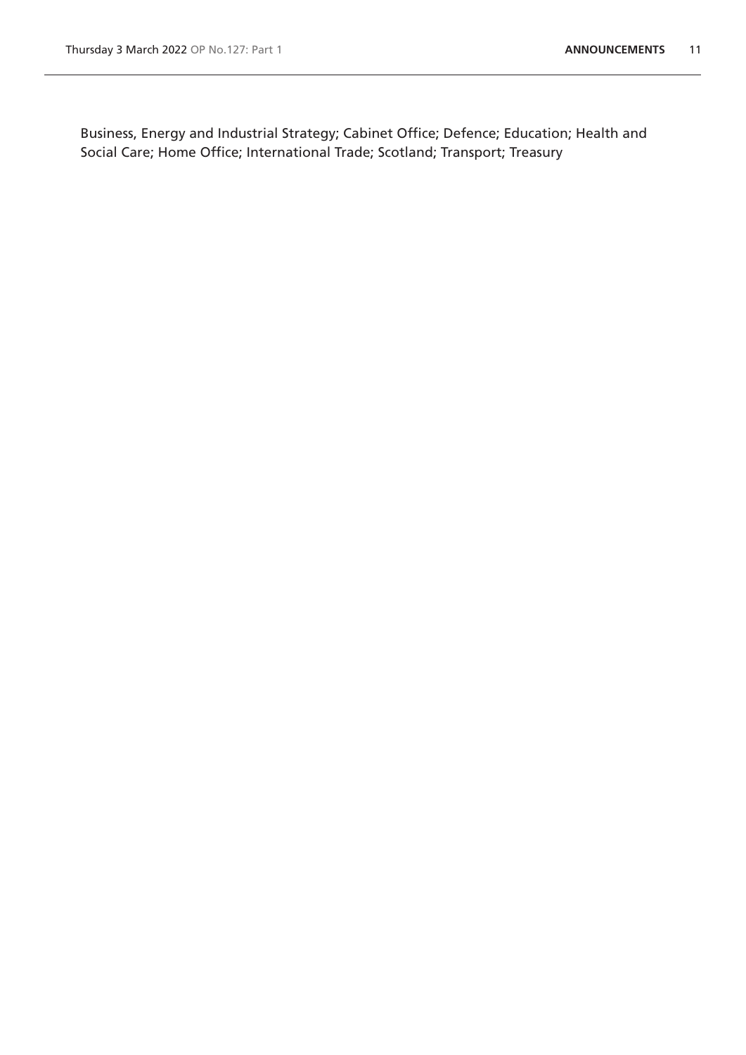Business, Energy and Industrial Strategy; Cabinet Office; Defence; Education; Health and Social Care; Home Office; International Trade; Scotland; Transport; Treasury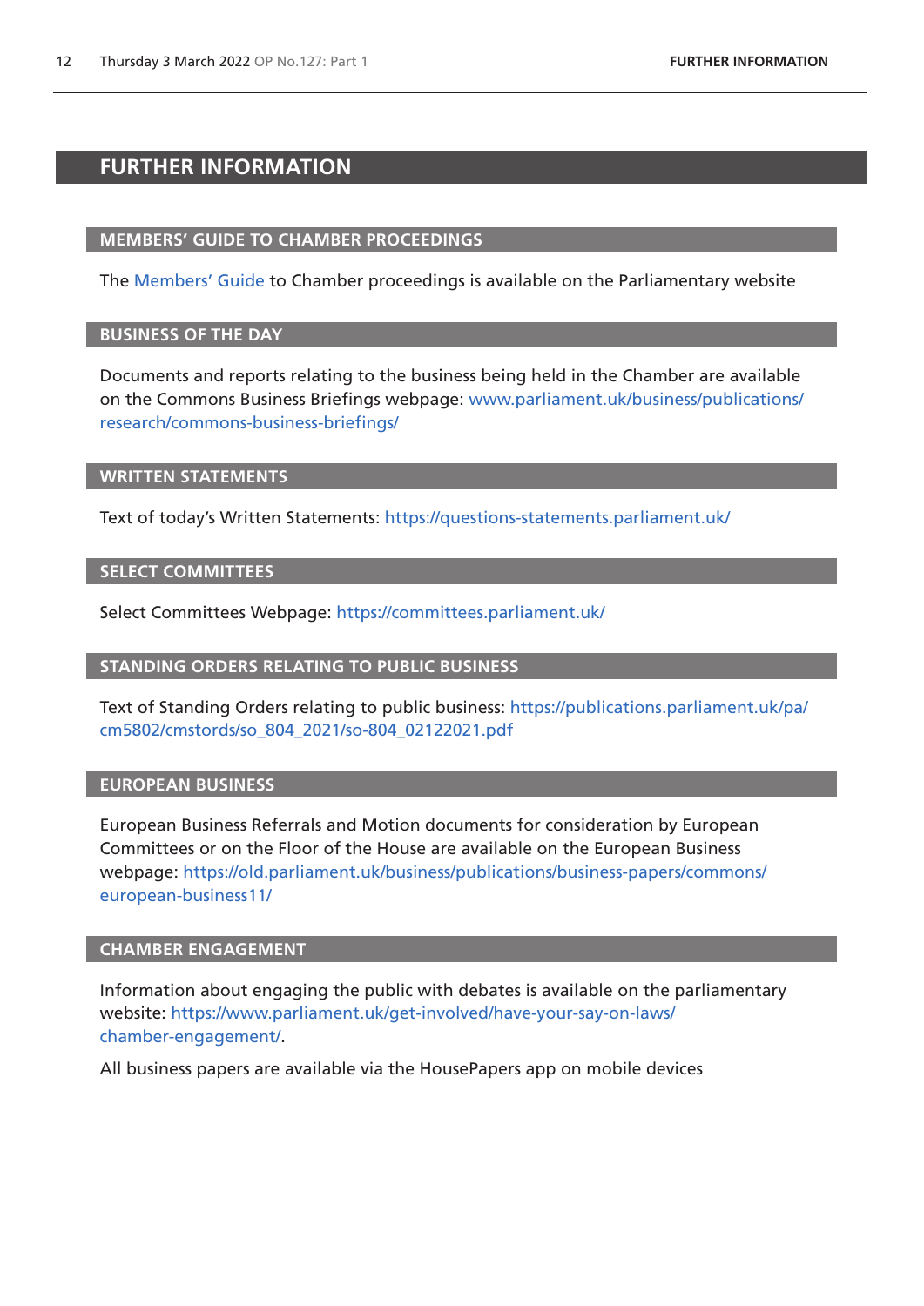# FURTHER INFORMATION

## MEMBERS' GUIDE TO CHAMBER PROCEEDINGS

The Members' Guide to Chamber proceedings is available on the Parliamentary website

## BUSINESS OF THE DAY

Documents and reports relating to the business being held in the Chamber are available on the Commons Business Briefings webpage: www.parliament.uk/business/publications/research/commons-business-briefings/

## WRITTEN STATEMENTS

Text of today's Written Statements: https://questions-statements.parliament.uk/

## SELECT COMMITTEES

Select Committees Webpage: https://committees.parliament.uk/

## STANDING ORDERS RELATING TO PUBLIC BUSINESS

Text of Standing Orders relating to public business: https://publications.parliament.uk/pa/cm5802/cmstords/so_804_2021/so-804_02122021.pdf

## EUROPEAN BUSINESS

European Business Referrals and Motion documents for consideration by European Committees or on the Floor of the House are available on the European Business webpage: https://old.parliament.uk/business/publications/business-papers/commons/european-business11/

## CHAMBER ENGAGEMENT

Information about engaging the public with debates is available on the parliamentary website: https://www.parliament.uk/get-involved/have-your-say-on-laws/chamber-engagement/.

All business papers are available via the HousePapers app on mobile devices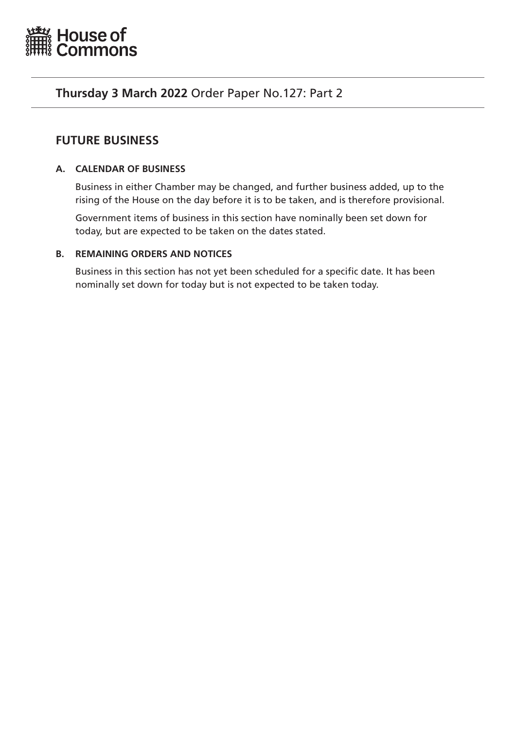House of Commons

**Thursday 3 March 2022** Order Paper No.127: Part 2

## FUTURE BUSINESS

### A. CALENDAR OF BUSINESS

Business in either Chamber may be changed, and further business added, up to the rising of the House on the day before it is to be taken, and is therefore provisional.

Government items of business in this section have nominally been set down for today, but are expected to be taken on the dates stated.

### B. REMAINING ORDERS AND NOTICES

Business in this section has not yet been scheduled for a specific date. It has been nominally set down for today but is not expected to be taken today.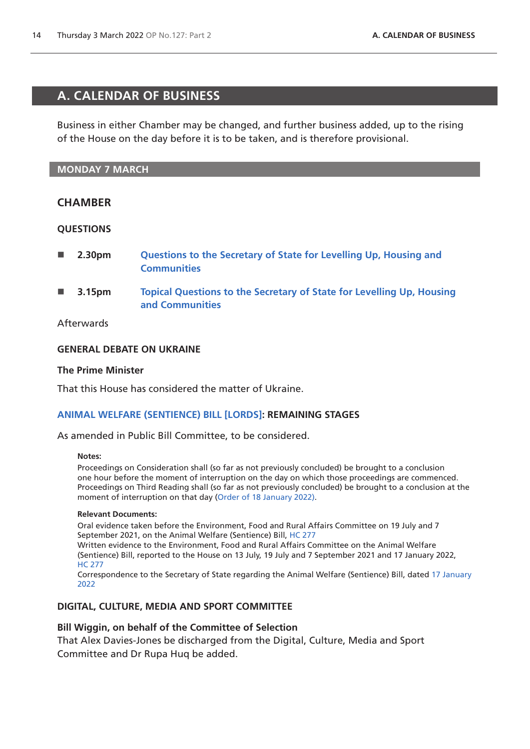# A. CALENDAR OF BUSINESS

Business in either Chamber may be changed, and further business added, up to the rising of the House on the day before it is to be taken, and is therefore provisional.

## MONDAY 7 MARCH

### CHAMBER

#### QUESTIONS

- **2.30pm** **Questions to the Secretary of State for Levelling Up, Housing and Communities**
- **3.15pm** **Topical Questions to the Secretary of State for Levelling Up, Housing and Communities**

Afterwards

#### GENERAL DEBATE ON UKRAINE

**The Prime Minister**

That this House has considered the matter of Ukraine.

#### ANIMAL WELFARE (SENTIENCE) BILL [LORDS]: REMAINING STAGES

As amended in Public Bill Committee, to be considered.

**Notes:**

Proceedings on Consideration shall (so far as not previously concluded) be brought to a conclusion one hour before the moment of interruption on the day on which those proceedings are commenced. Proceedings on Third Reading shall (so far as not previously concluded) be brought to a conclusion at the moment of interruption on that day (Order of 18 January 2022).

**Relevant Documents:**

Oral evidence taken before the Environment, Food and Rural Affairs Committee on 19 July and 7 September 2021, on the Animal Welfare (Sentience) Bill, HC 277

Written evidence to the Environment, Food and Rural Affairs Committee on the Animal Welfare (Sentience) Bill, reported to the House on 13 July, 19 July and 7 September 2021 and 17 January 2022, HC 277

Correspondence to the Secretary of State regarding the Animal Welfare (Sentience) Bill, dated 17 January 2022

#### DIGITAL, CULTURE, MEDIA AND SPORT COMMITTEE

**Bill Wiggin, on behalf of the Committee of Selection**

That Alex Davies-Jones be discharged from the Digital, Culture, Media and Sport Committee and Dr Rupa Huq be added.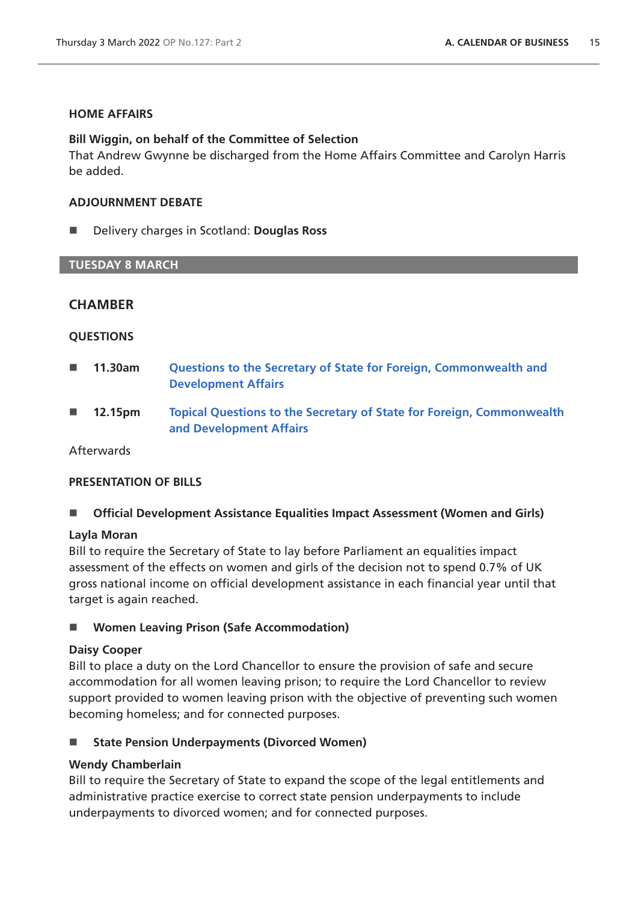### HOME AFFAIRS

**Bill Wiggin, on behalf of the Committee of Selection**
That Andrew Gwynne be discharged from the Home Affairs Committee and Carolyn Harris be added.

### ADJOURNMENT DEBATE

- Delivery charges in Scotland: **Douglas Ross**

## TUESDAY 8 MARCH

## CHAMBER

### QUESTIONS

- **11.30am** Questions to the Secretary of State for Foreign, Commonwealth and Development Affairs
- **12.15pm** Topical Questions to the Secretary of State for Foreign, Commonwealth and Development Affairs

Afterwards

### PRESENTATION OF BILLS

- **Official Development Assistance Equalities Impact Assessment (Women and Girls)**

**Layla Moran**
Bill to require the Secretary of State to lay before Parliament an equalities impact assessment of the effects on women and girls of the decision not to spend 0.7% of UK gross national income on official development assistance in each financial year until that target is again reached.

- **Women Leaving Prison (Safe Accommodation)**

**Daisy Cooper**
Bill to place a duty on the Lord Chancellor to ensure the provision of safe and secure accommodation for all women leaving prison; to require the Lord Chancellor to review support provided to women leaving prison with the objective of preventing such women becoming homeless; and for connected purposes.

- **State Pension Underpayments (Divorced Women)**

**Wendy Chamberlain**
Bill to require the Secretary of State to expand the scope of the legal entitlements and administrative practice exercise to correct state pension underpayments to include underpayments to divorced women; and for connected purposes.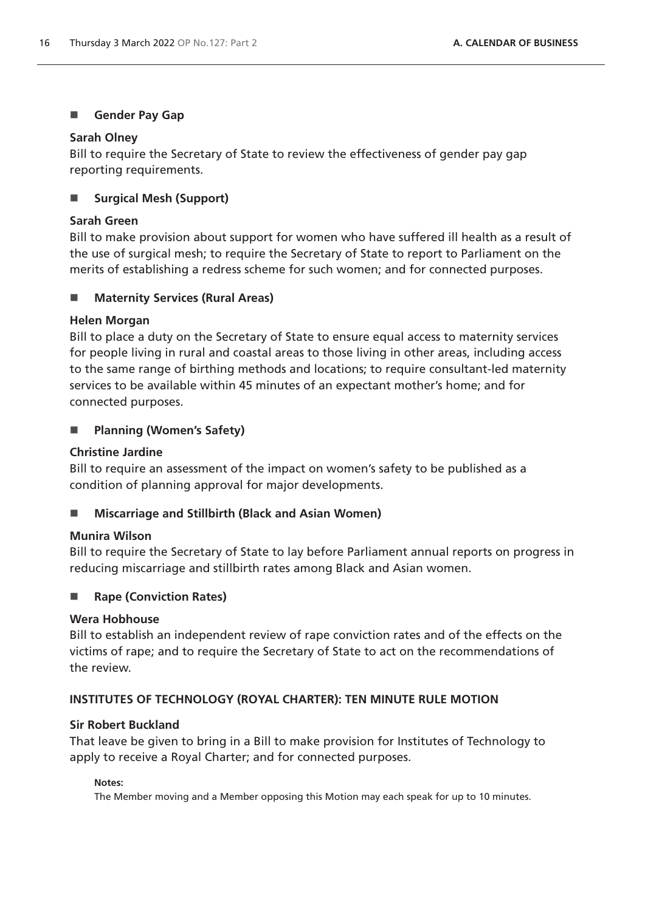- **Gender Pay Gap**

**Sarah Olney**

Bill to require the Secretary of State to review the effectiveness of gender pay gap reporting requirements.

- **Surgical Mesh (Support)**

**Sarah Green**

Bill to make provision about support for women who have suffered ill health as a result of the use of surgical mesh; to require the Secretary of State to report to Parliament on the merits of establishing a redress scheme for such women; and for connected purposes.

- **Maternity Services (Rural Areas)**

**Helen Morgan**

Bill to place a duty on the Secretary of State to ensure equal access to maternity services for people living in rural and coastal areas to those living in other areas, including access to the same range of birthing methods and locations; to require consultant-led maternity services to be available within 45 minutes of an expectant mother's home; and for connected purposes.

- **Planning (Women's Safety)**

**Christine Jardine**

Bill to require an assessment of the impact on women's safety to be published as a condition of planning approval for major developments.

- **Miscarriage and Stillbirth (Black and Asian Women)**

**Munira Wilson**

Bill to require the Secretary of State to lay before Parliament annual reports on progress in reducing miscarriage and stillbirth rates among Black and Asian women.

- **Rape (Conviction Rates)**

**Wera Hobhouse**

Bill to establish an independent review of rape conviction rates and of the effects on the victims of rape; and to require the Secretary of State to act on the recommendations of the review.

**INSTITUTES OF TECHNOLOGY (ROYAL CHARTER): TEN MINUTE RULE MOTION**

**Sir Robert Buckland**

That leave be given to bring in a Bill to make provision for Institutes of Technology to apply to receive a Royal Charter; and for connected purposes.

**Notes:**

The Member moving and a Member opposing this Motion may each speak for up to 10 minutes.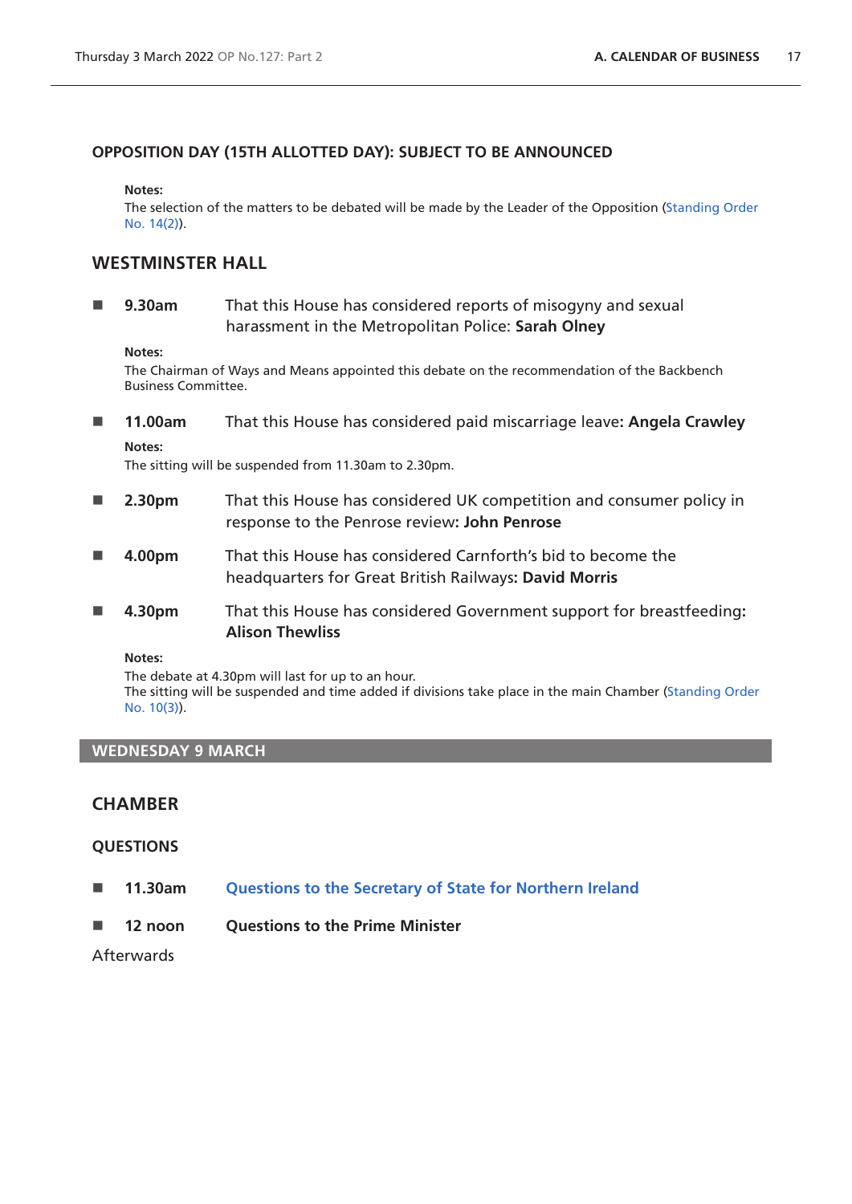### OPPOSITION DAY (15TH ALLOTTED DAY): SUBJECT TO BE ANNOUNCED

**Notes:**
The selection of the matters to be debated will be made by the Leader of the Opposition (Standing Order No. 14(2)).

## WESTMINSTER HALL

- **9.30am** That this House has considered reports of misogyny and sexual harassment in the Metropolitan Police: **Sarah Olney**

**Notes:**
The Chairman of Ways and Means appointed this debate on the recommendation of the Backbench Business Committee.

- **11.00am** That this House has considered paid miscarriage leave**: Angela Crawley**

**Notes:**
The sitting will be suspended from 11.30am to 2.30pm.

- **2.30pm** That this House has considered UK competition and consumer policy in response to the Penrose review**: John Penrose**

- **4.00pm** That this House has considered Carnforth's bid to become the headquarters for Great British Railways**: David Morris**

- **4.30pm** That this House has considered Government support for breastfeeding**: Alison Thewliss**

**Notes:**
The debate at 4.30pm will last for up to an hour.
The sitting will be suspended and time added if divisions take place in the main Chamber (Standing Order No. 10(3)).

## WEDNESDAY 9 MARCH

## CHAMBER

### QUESTIONS

- **11.30am** **Questions to the Secretary of State for Northern Ireland**

- **12 noon** **Questions to the Prime Minister**

Afterwards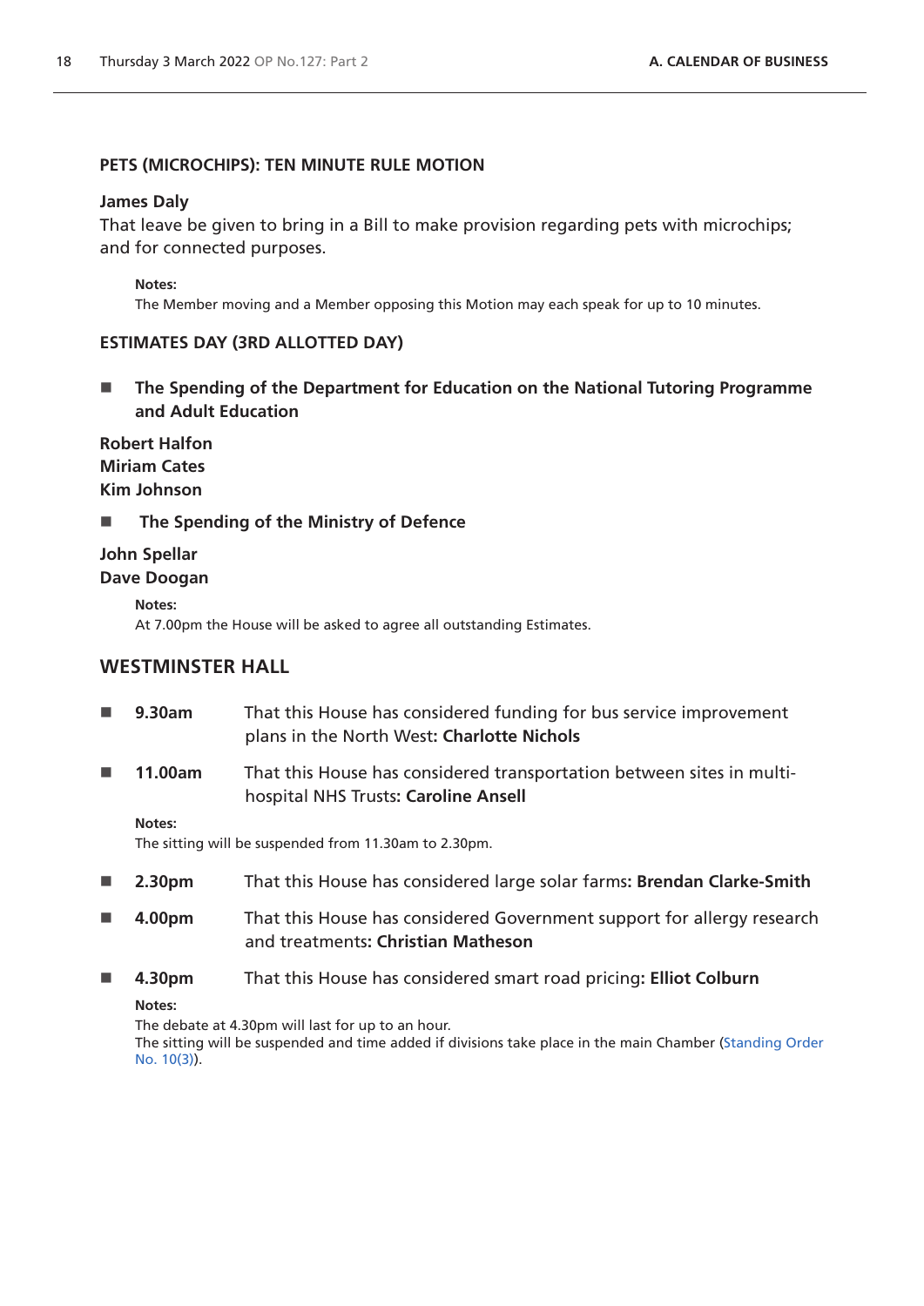### PETS (MICROCHIPS): TEN MINUTE RULE MOTION

**James Daly**

That leave be given to bring in a Bill to make provision regarding pets with microchips; and for connected purposes.

**Notes:**
The Member moving and a Member opposing this Motion may each speak for up to 10 minutes.

### ESTIMATES DAY (3RD ALLOTTED DAY)

- **The Spending of the Department for Education on the National Tutoring Programme and Adult Education**

**Robert Halfon**
**Miriam Cates**
**Kim Johnson**

- **The Spending of the Ministry of Defence**

**John Spellar**
**Dave Doogan**

**Notes:**
At 7.00pm the House will be asked to agree all outstanding Estimates.

## WESTMINSTER HALL

- **9.30am** That this House has considered funding for bus service improvement plans in the North West: **Charlotte Nichols**
- **11.00am** That this House has considered transportation between sites in multi-hospital NHS Trusts: **Caroline Ansell**

**Notes:**
The sitting will be suspended from 11.30am to 2.30pm.

- **2.30pm** That this House has considered large solar farms: **Brendan Clarke-Smith**
- **4.00pm** That this House has considered Government support for allergy research and treatments: **Christian Matheson**
- **4.30pm** That this House has considered smart road pricing: **Elliot Colburn**

**Notes:**
The debate at 4.30pm will last for up to an hour.
The sitting will be suspended and time added if divisions take place in the main Chamber (Standing Order No. 10(3)).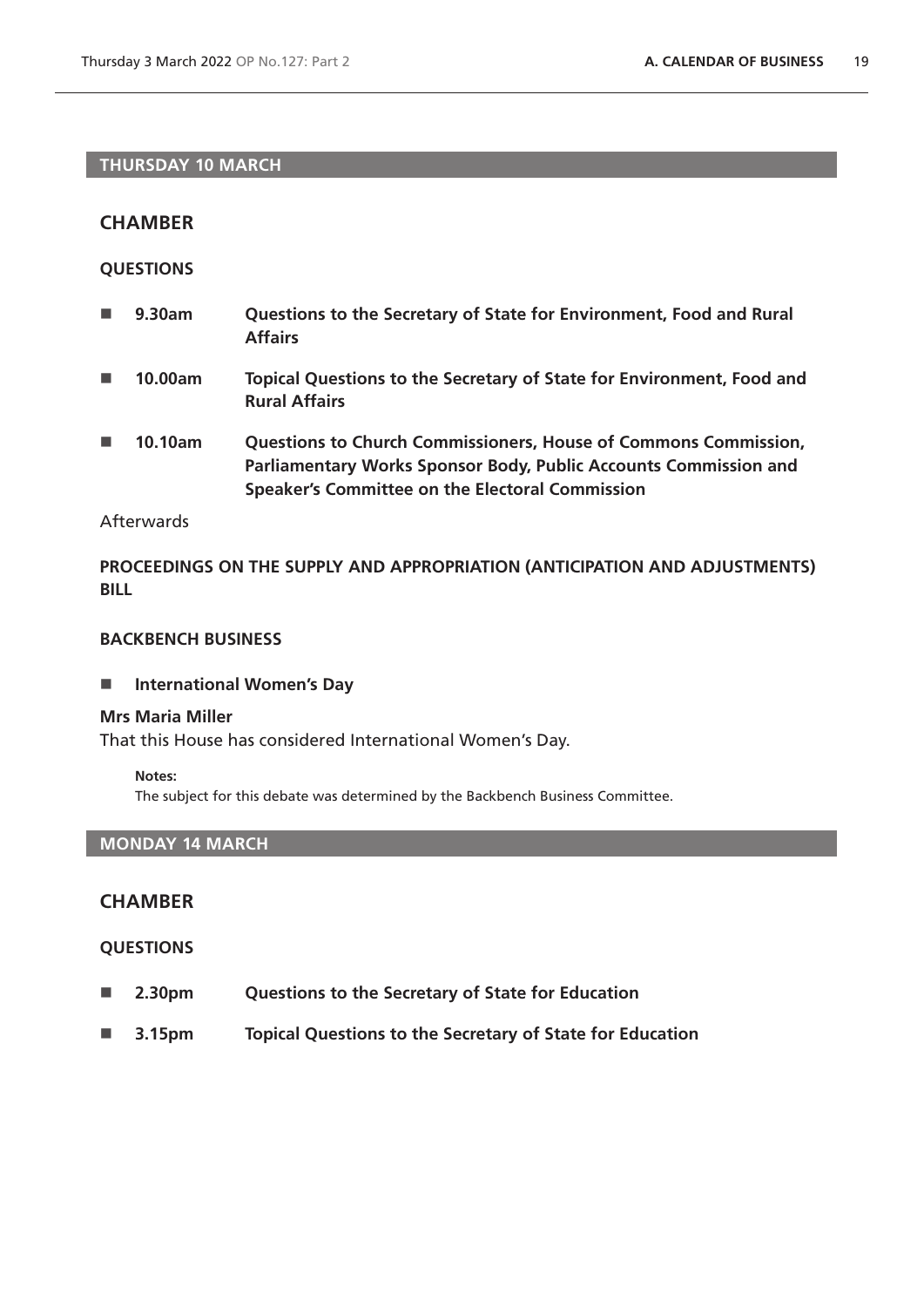## THURSDAY 10 MARCH

### CHAMBER

**QUESTIONS**

- **9.30am** **Questions to the Secretary of State for Environment, Food and Rural Affairs**
- **10.00am** **Topical Questions to the Secretary of State for Environment, Food and Rural Affairs**
- **10.10am** **Questions to Church Commissioners, House of Commons Commission, Parliamentary Works Sponsor Body, Public Accounts Commission and Speaker's Committee on the Electoral Commission**

Afterwards

**PROCEEDINGS ON THE SUPPLY AND APPROPRIATION (ANTICIPATION AND ADJUSTMENTS) BILL**

**BACKBENCH BUSINESS**

- **International Women's Day**

**Mrs Maria Miller**
That this House has considered International Women's Day.

**Notes:**
The subject for this debate was determined by the Backbench Business Committee.

## MONDAY 14 MARCH

### CHAMBER

**QUESTIONS**

- **2.30pm** **Questions to the Secretary of State for Education**
- **3.15pm** **Topical Questions to the Secretary of State for Education**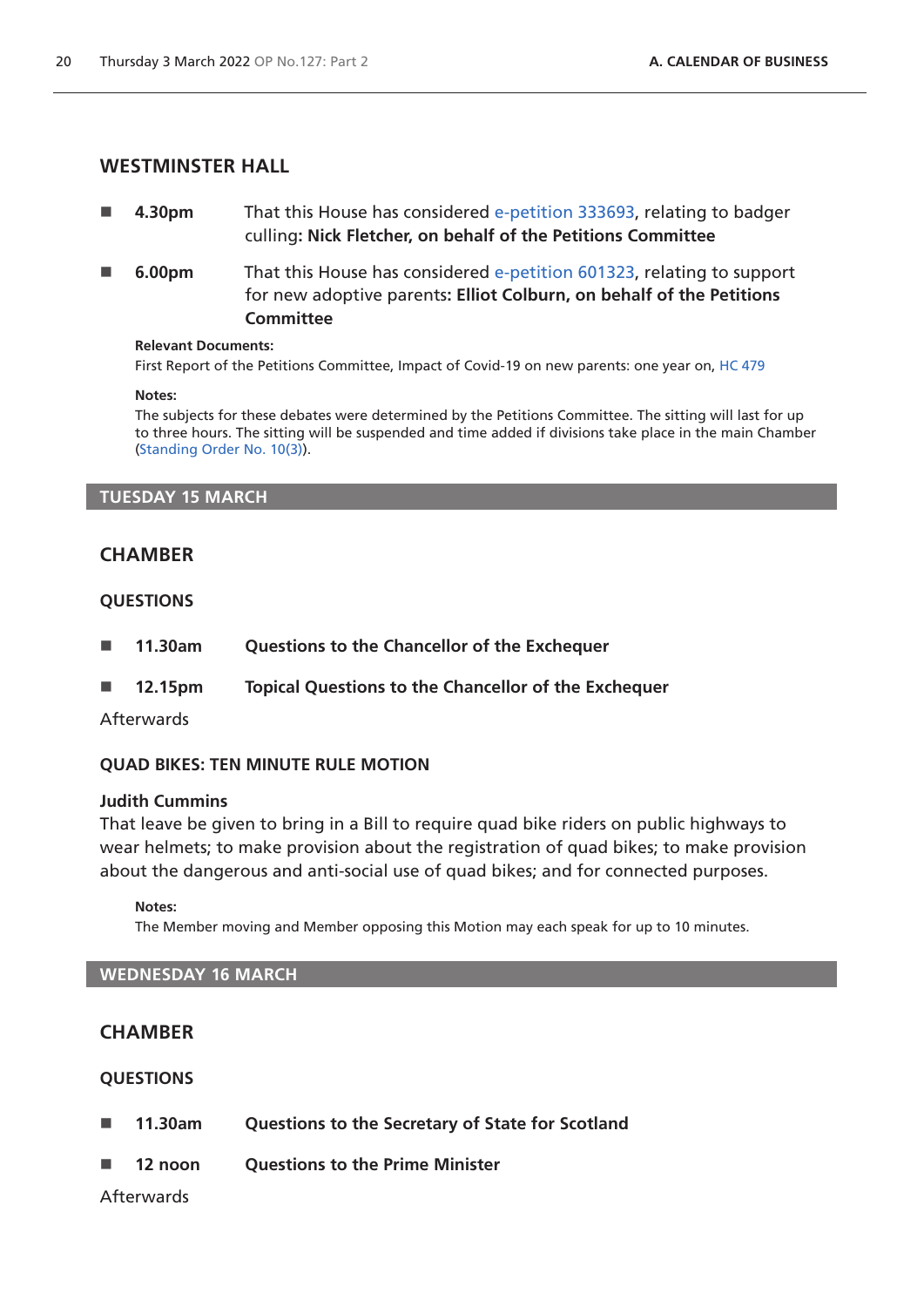## WESTMINSTER HALL

- **4.30pm** That this House has considered e-petition 333693, relating to badger culling: **Nick Fletcher, on behalf of the Petitions Committee**

- **6.00pm** That this House has considered e-petition 601323, relating to support for new adoptive parents: **Elliot Colburn, on behalf of the Petitions Committee**

**Relevant Documents:**
First Report of the Petitions Committee, Impact of Covid-19 on new parents: one year on, HC 479

**Notes:**
The subjects for these debates were determined by the Petitions Committee. The sitting will last for up to three hours. The sitting will be suspended and time added if divisions take place in the main Chamber (Standing Order No. 10(3)).

# TUESDAY 15 MARCH

## CHAMBER

### QUESTIONS

- **11.30am** **Questions to the Chancellor of the Exchequer**

- **12.15pm** **Topical Questions to the Chancellor of the Exchequer**

Afterwards

### QUAD BIKES: TEN MINUTE RULE MOTION

**Judith Cummins**
That leave be given to bring in a Bill to require quad bike riders on public highways to wear helmets; to make provision about the registration of quad bikes; to make provision about the dangerous and anti-social use of quad bikes; and for connected purposes.

**Notes:**
The Member moving and Member opposing this Motion may each speak for up to 10 minutes.

# WEDNESDAY 16 MARCH

## CHAMBER

### QUESTIONS

- **11.30am** **Questions to the Secretary of State for Scotland**

- **12 noon** **Questions to the Prime Minister**

Afterwards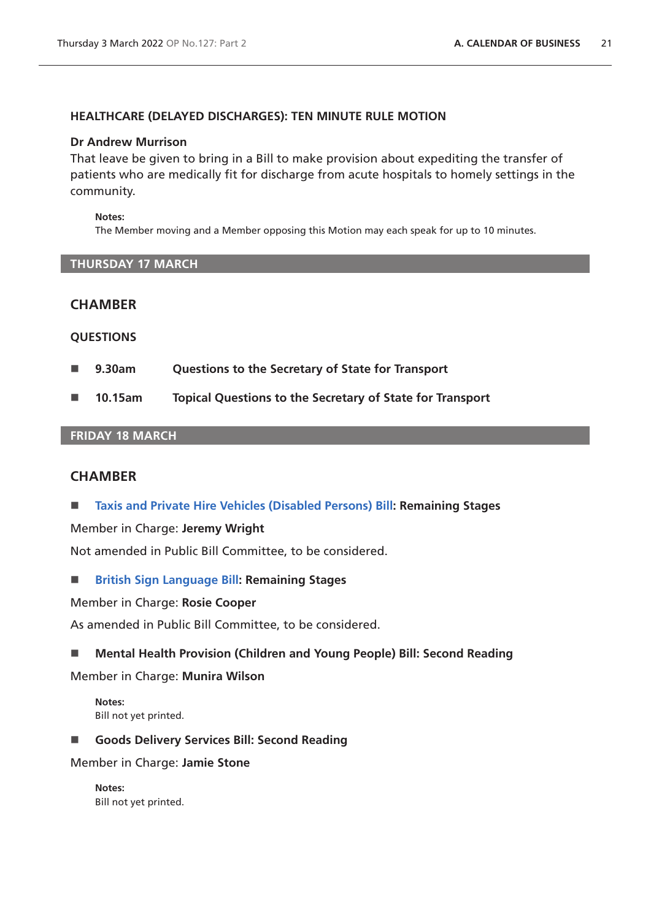### HEALTHCARE (DELAYED DISCHARGES): TEN MINUTE RULE MOTION

**Dr Andrew Murrison**

That leave be given to bring in a Bill to make provision about expediting the transfer of patients who are medically fit for discharge from acute hospitals to homely settings in the community.

**Notes:**
The Member moving and a Member opposing this Motion may each speak for up to 10 minutes.

## THURSDAY 17 MARCH

### CHAMBER

#### QUESTIONS

- **9.30am** **Questions to the Secretary of State for Transport**
- **10.15am** **Topical Questions to the Secretary of State for Transport**

## FRIDAY 18 MARCH

### CHAMBER

- **Taxis and Private Hire Vehicles (Disabled Persons) Bill: Remaining Stages**

Member in Charge: **Jeremy Wright**

Not amended in Public Bill Committee, to be considered.

- **British Sign Language Bill: Remaining Stages**

Member in Charge: **Rosie Cooper**

As amended in Public Bill Committee, to be considered.

- **Mental Health Provision (Children and Young People) Bill: Second Reading**

Member in Charge: **Munira Wilson**

**Notes:**
Bill not yet printed.

- **Goods Delivery Services Bill: Second Reading**

Member in Charge: **Jamie Stone**

**Notes:**
Bill not yet printed.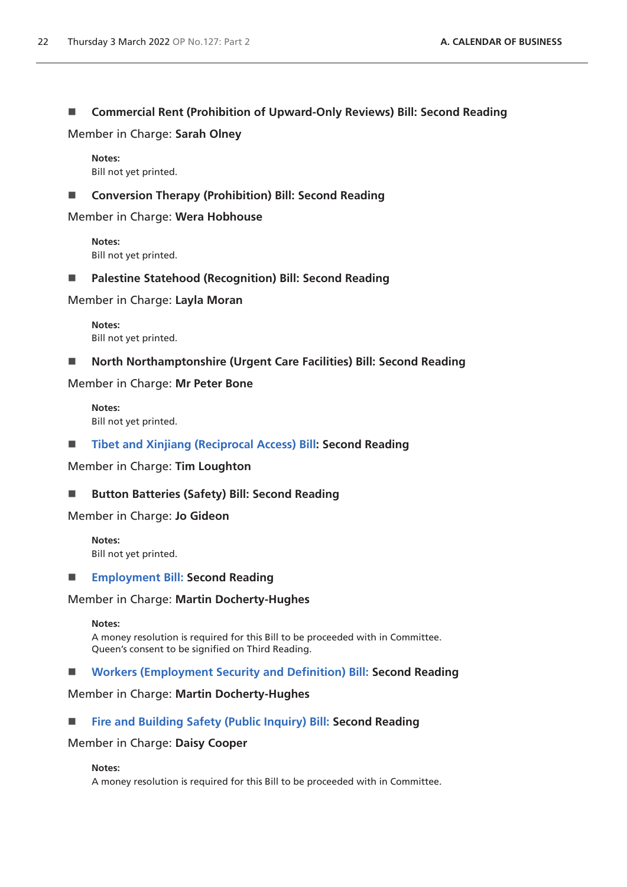■ **Commercial Rent (Prohibition of Upward-Only Reviews) Bill: Second Reading**

Member in Charge: **Sarah Olney**

**Notes:**
Bill not yet printed.

■ **Conversion Therapy (Prohibition) Bill: Second Reading**

Member in Charge: **Wera Hobhouse**

**Notes:**
Bill not yet printed.

■ **Palestine Statehood (Recognition) Bill: Second Reading**

Member in Charge: **Layla Moran**

**Notes:**
Bill not yet printed.

■ **North Northamptonshire (Urgent Care Facilities) Bill: Second Reading**

Member in Charge: **Mr Peter Bone**

**Notes:**
Bill not yet printed.

■ **Tibet and Xinjiang (Reciprocal Access) Bill: Second Reading**

Member in Charge: **Tim Loughton**

■ **Button Batteries (Safety) Bill: Second Reading**

Member in Charge: **Jo Gideon**

**Notes:**
Bill not yet printed.

■ **Employment Bill: Second Reading**

Member in Charge: **Martin Docherty-Hughes**

**Notes:**
A money resolution is required for this Bill to be proceeded with in Committee.
Queen's consent to be signified on Third Reading.

■ **Workers (Employment Security and Definition) Bill: Second Reading**

Member in Charge: **Martin Docherty-Hughes**

■ **Fire and Building Safety (Public Inquiry) Bill: Second Reading**

Member in Charge: **Daisy Cooper**

**Notes:**
A money resolution is required for this Bill to be proceeded with in Committee.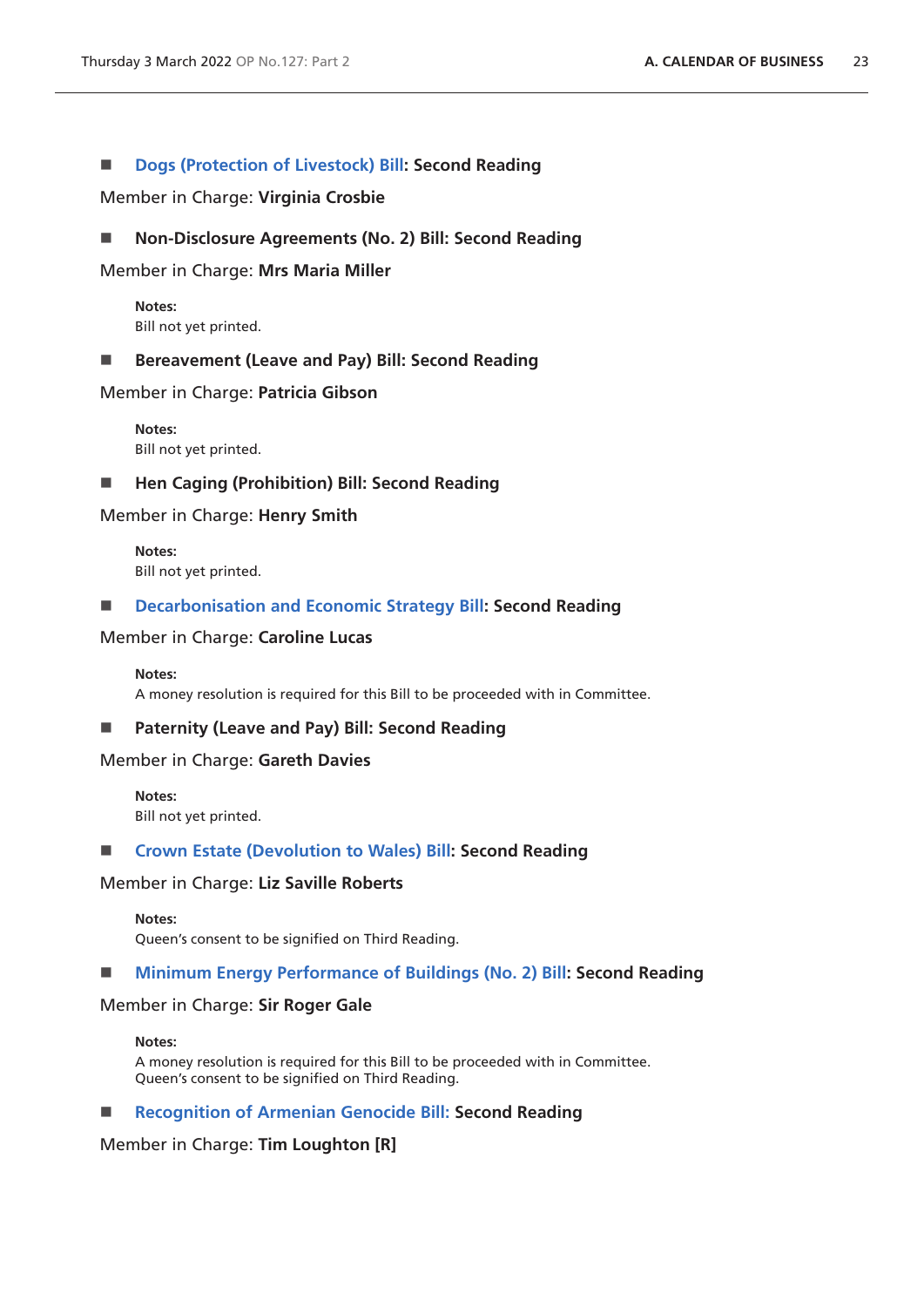■ **Dogs (Protection of Livestock) Bill: Second Reading**

Member in Charge: **Virginia Crosbie**

■ **Non-Disclosure Agreements (No. 2) Bill: Second Reading**

Member in Charge: **Mrs Maria Miller**

**Notes:**
Bill not yet printed.

■ **Bereavement (Leave and Pay) Bill: Second Reading**

Member in Charge: **Patricia Gibson**

**Notes:**
Bill not yet printed.

■ **Hen Caging (Prohibition) Bill: Second Reading**

Member in Charge: **Henry Smith**

**Notes:**
Bill not yet printed.

■ **Decarbonisation and Economic Strategy Bill: Second Reading**

Member in Charge: **Caroline Lucas**

**Notes:**
A money resolution is required for this Bill to be proceeded with in Committee.

■ **Paternity (Leave and Pay) Bill: Second Reading**

Member in Charge: **Gareth Davies**

**Notes:**
Bill not yet printed.

■ **Crown Estate (Devolution to Wales) Bill: Second Reading**

Member in Charge: **Liz Saville Roberts**

**Notes:**
Queen's consent to be signified on Third Reading.

■ **Minimum Energy Performance of Buildings (No. 2) Bill: Second Reading**

Member in Charge: **Sir Roger Gale**

**Notes:**
A money resolution is required for this Bill to be proceeded with in Committee.
Queen's consent to be signified on Third Reading.

■ **Recognition of Armenian Genocide Bill: Second Reading**

Member in Charge: **Tim Loughton [R]**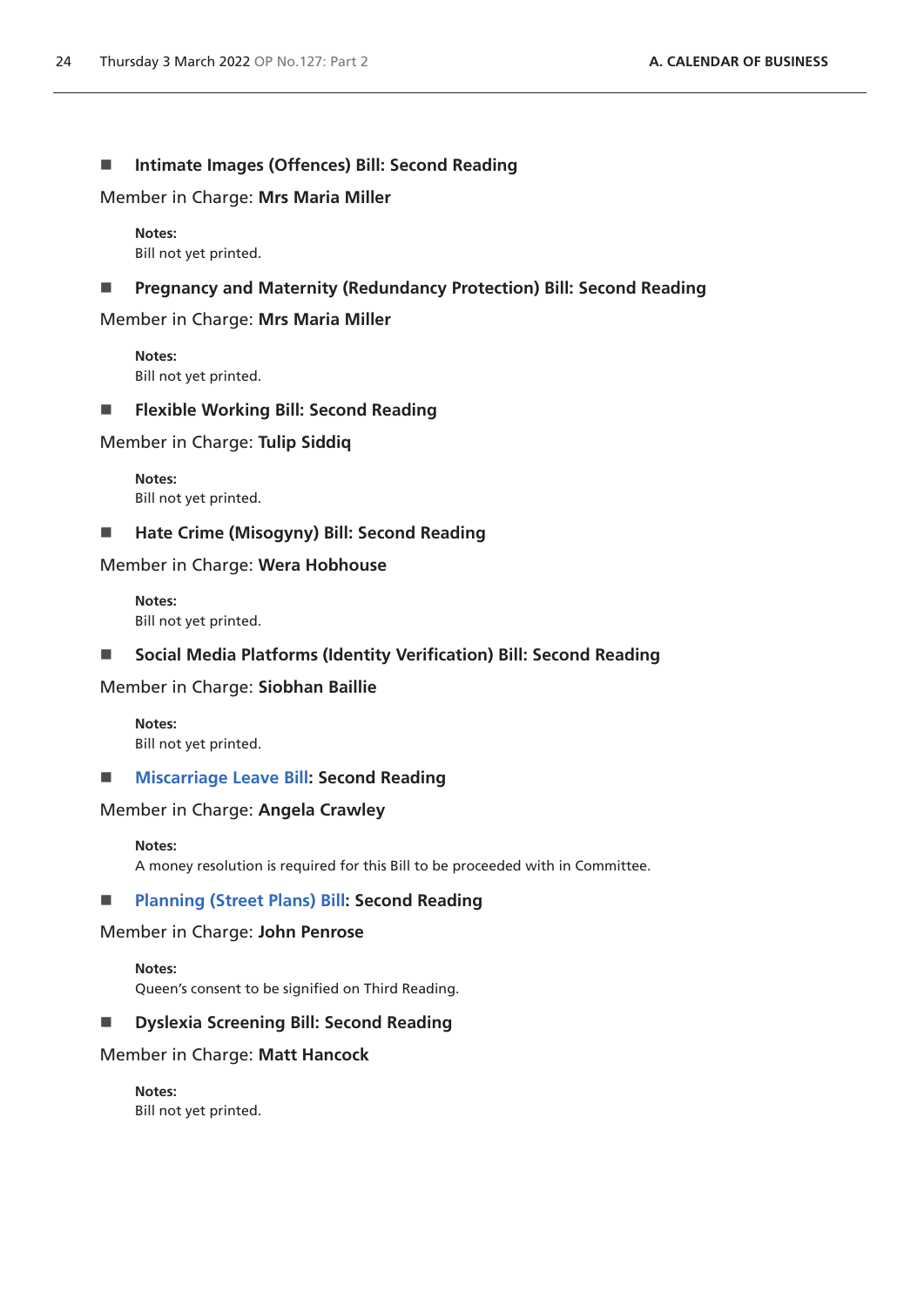- **Intimate Images (Offences) Bill: Second Reading**

Member in Charge: **Mrs Maria Miller**

**Notes:**
Bill not yet printed.

- **Pregnancy and Maternity (Redundancy Protection) Bill: Second Reading**

Member in Charge: **Mrs Maria Miller**

**Notes:**
Bill not yet printed.

- **Flexible Working Bill: Second Reading**

Member in Charge: **Tulip Siddiq**

**Notes:**
Bill not yet printed.

- **Hate Crime (Misogyny) Bill: Second Reading**

Member in Charge: **Wera Hobhouse**

**Notes:**
Bill not yet printed.

- **Social Media Platforms (Identity Verification) Bill: Second Reading**

Member in Charge: **Siobhan Baillie**

**Notes:**
Bill not yet printed.

- **Miscarriage Leave Bill: Second Reading**

Member in Charge: **Angela Crawley**

**Notes:**
A money resolution is required for this Bill to be proceeded with in Committee.

- **Planning (Street Plans) Bill: Second Reading**

Member in Charge: **John Penrose**

**Notes:**
Queen's consent to be signified on Third Reading.

- **Dyslexia Screening Bill: Second Reading**

Member in Charge: **Matt Hancock**

**Notes:**
Bill not yet printed.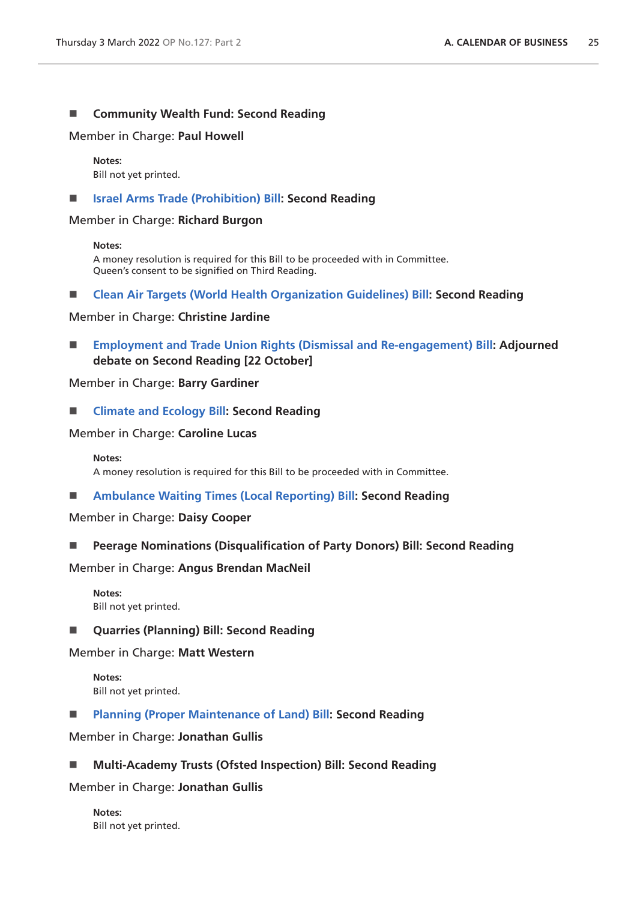■ **Community Wealth Fund: Second Reading**

Member in Charge: **Paul Howell**

**Notes:**
Bill not yet printed.

■ **Israel Arms Trade (Prohibition) Bill: Second Reading**

Member in Charge: **Richard Burgon**

**Notes:**
A money resolution is required for this Bill to be proceeded with in Committee.
Queen's consent to be signified on Third Reading.

■ **Clean Air Targets (World Health Organization Guidelines) Bill: Second Reading**

Member in Charge: **Christine Jardine**

■ **Employment and Trade Union Rights (Dismissal and Re-engagement) Bill: Adjourned debate on Second Reading [22 October]**

Member in Charge: **Barry Gardiner**

■ **Climate and Ecology Bill: Second Reading**

Member in Charge: **Caroline Lucas**

**Notes:**
A money resolution is required for this Bill to be proceeded with in Committee.

■ **Ambulance Waiting Times (Local Reporting) Bill: Second Reading**

Member in Charge: **Daisy Cooper**

■ **Peerage Nominations (Disqualification of Party Donors) Bill: Second Reading**

Member in Charge: **Angus Brendan MacNeil**

**Notes:**
Bill not yet printed.

■ **Quarries (Planning) Bill: Second Reading**

Member in Charge: **Matt Western**

**Notes:**
Bill not yet printed.

■ **Planning (Proper Maintenance of Land) Bill: Second Reading**

Member in Charge: **Jonathan Gullis**

■ **Multi-Academy Trusts (Ofsted Inspection) Bill: Second Reading**

Member in Charge: **Jonathan Gullis**

**Notes:**
Bill not yet printed.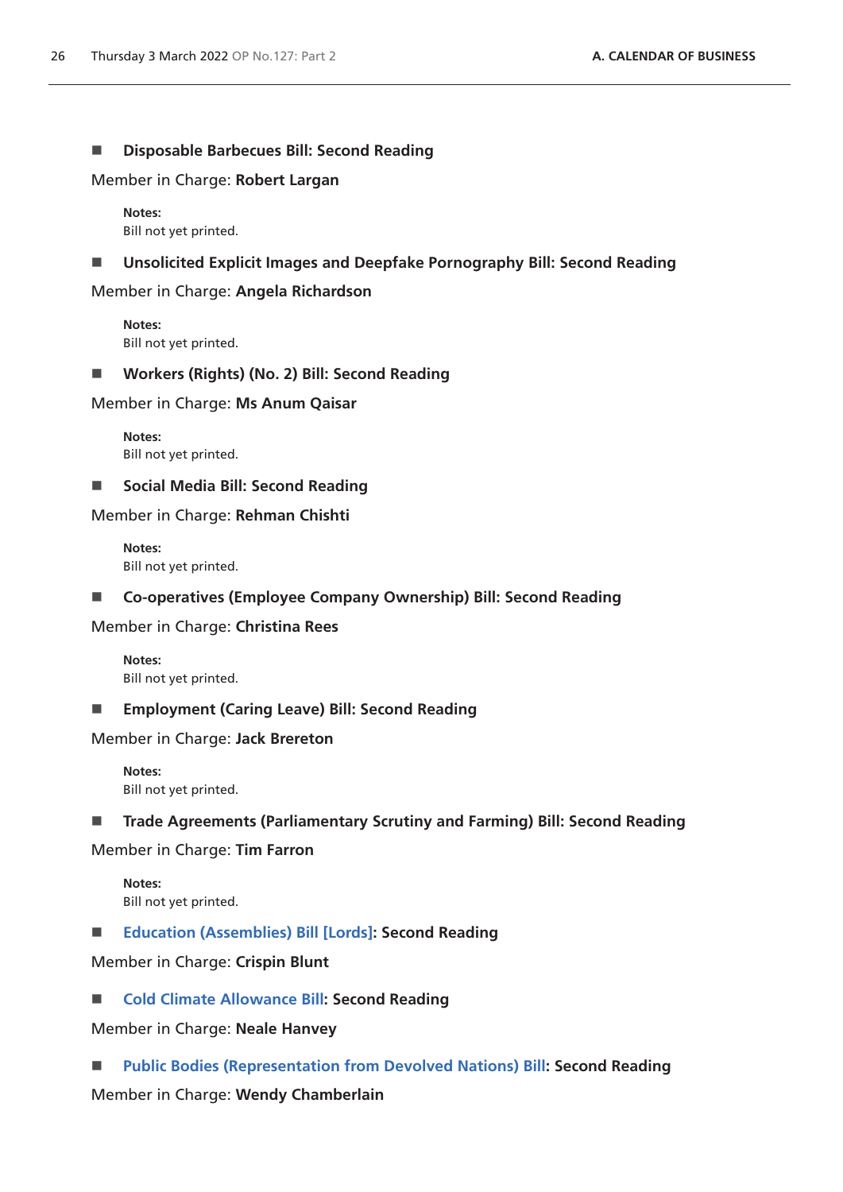- **Disposable Barbecues Bill: Second Reading**

Member in Charge: **Robert Largan**

**Notes:**
Bill not yet printed.

- **Unsolicited Explicit Images and Deepfake Pornography Bill: Second Reading**

Member in Charge: **Angela Richardson**

**Notes:**
Bill not yet printed.

- **Workers (Rights) (No. 2) Bill: Second Reading**

Member in Charge: **Ms Anum Qaisar**

**Notes:**
Bill not yet printed.

- **Social Media Bill: Second Reading**

Member in Charge: **Rehman Chishti**

**Notes:**
Bill not yet printed.

- **Co-operatives (Employee Company Ownership) Bill: Second Reading**

Member in Charge: **Christina Rees**

**Notes:**
Bill not yet printed.

- **Employment (Caring Leave) Bill: Second Reading**

Member in Charge: **Jack Brereton**

**Notes:**
Bill not yet printed.

- **Trade Agreements (Parliamentary Scrutiny and Farming) Bill: Second Reading**

Member in Charge: **Tim Farron**

**Notes:**
Bill not yet printed.

- **Education (Assemblies) Bill [Lords]: Second Reading**

Member in Charge: **Crispin Blunt**

- **Cold Climate Allowance Bill: Second Reading**

Member in Charge: **Neale Hanvey**

- **Public Bodies (Representation from Devolved Nations) Bill: Second Reading**

Member in Charge: **Wendy Chamberlain**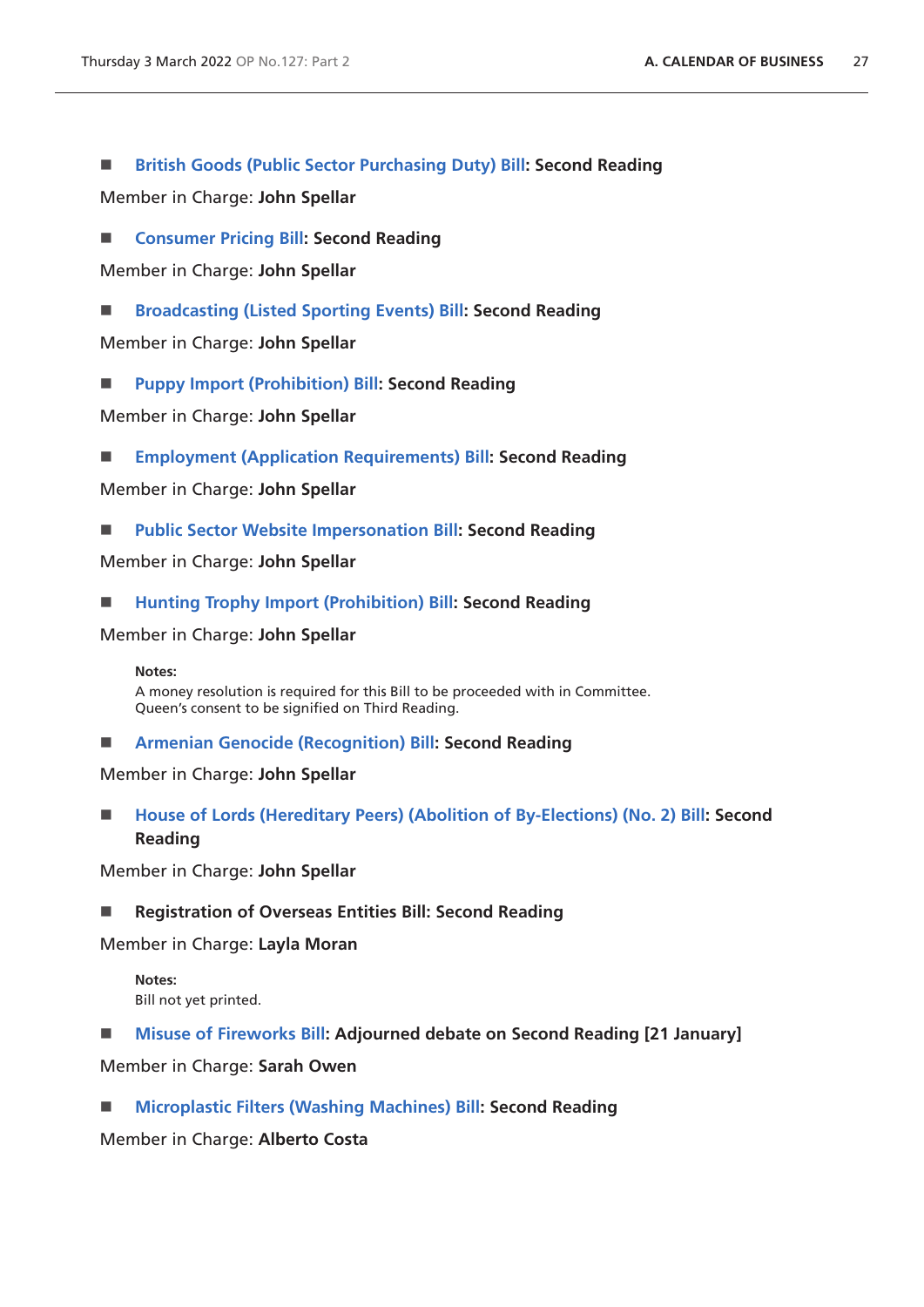■ **British Goods (Public Sector Purchasing Duty) Bill: Second Reading**

Member in Charge: **John Spellar**

■ **Consumer Pricing Bill: Second Reading**

Member in Charge: **John Spellar**

■ **Broadcasting (Listed Sporting Events) Bill: Second Reading**

Member in Charge: **John Spellar**

■ **Puppy Import (Prohibition) Bill: Second Reading**

Member in Charge: **John Spellar**

■ **Employment (Application Requirements) Bill: Second Reading**

Member in Charge: **John Spellar**

■ **Public Sector Website Impersonation Bill: Second Reading**

Member in Charge: **John Spellar**

■ **Hunting Trophy Import (Prohibition) Bill: Second Reading**

Member in Charge: **John Spellar**

**Notes:**
A money resolution is required for this Bill to be proceeded with in Committee.
Queen's consent to be signified on Third Reading.

■ **Armenian Genocide (Recognition) Bill: Second Reading**

Member in Charge: **John Spellar**

■ **House of Lords (Hereditary Peers) (Abolition of By-Elections) (No. 2) Bill: Second Reading**

Member in Charge: **John Spellar**

■ **Registration of Overseas Entities Bill: Second Reading**

Member in Charge: **Layla Moran**

**Notes:**
Bill not yet printed.

■ **Misuse of Fireworks Bill: Adjourned debate on Second Reading [21 January]**

Member in Charge: **Sarah Owen**

■ **Microplastic Filters (Washing Machines) Bill: Second Reading**

Member in Charge: **Alberto Costa**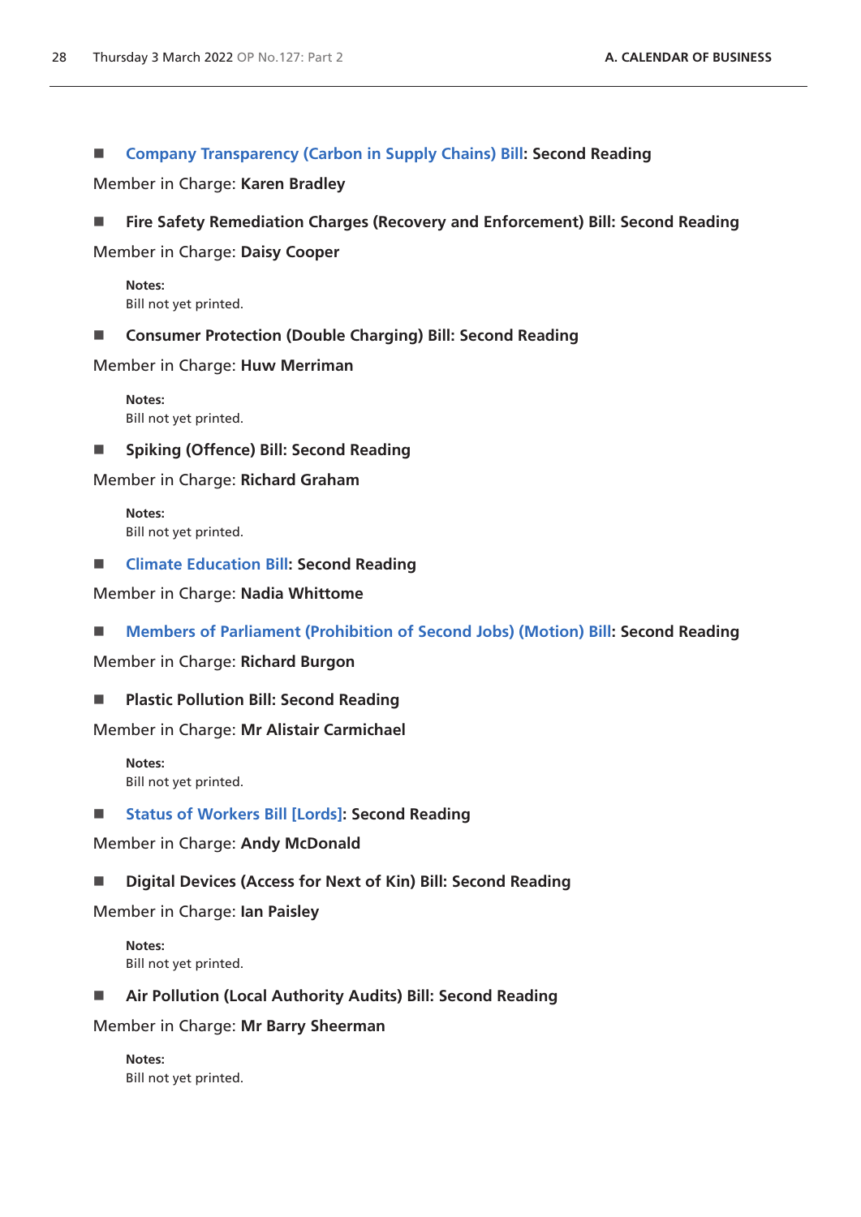- **Company Transparency (Carbon in Supply Chains) Bill: Second Reading**

Member in Charge: **Karen Bradley**

- **Fire Safety Remediation Charges (Recovery and Enforcement) Bill: Second Reading**

Member in Charge: **Daisy Cooper**

**Notes:**
Bill not yet printed.

- **Consumer Protection (Double Charging) Bill: Second Reading**

Member in Charge: **Huw Merriman**

**Notes:**
Bill not yet printed.

- **Spiking (Offence) Bill: Second Reading**

Member in Charge: **Richard Graham**

**Notes:**
Bill not yet printed.

- **Climate Education Bill: Second Reading**

Member in Charge: **Nadia Whittome**

- **Members of Parliament (Prohibition of Second Jobs) (Motion) Bill: Second Reading**

Member in Charge: **Richard Burgon**

- **Plastic Pollution Bill: Second Reading**

Member in Charge: **Mr Alistair Carmichael**

**Notes:**
Bill not yet printed.

- **Status of Workers Bill [Lords]: Second Reading**

Member in Charge: **Andy McDonald**

- **Digital Devices (Access for Next of Kin) Bill: Second Reading**

Member in Charge: **Ian Paisley**

**Notes:**
Bill not yet printed.

- **Air Pollution (Local Authority Audits) Bill: Second Reading**

Member in Charge: **Mr Barry Sheerman**

**Notes:**
Bill not yet printed.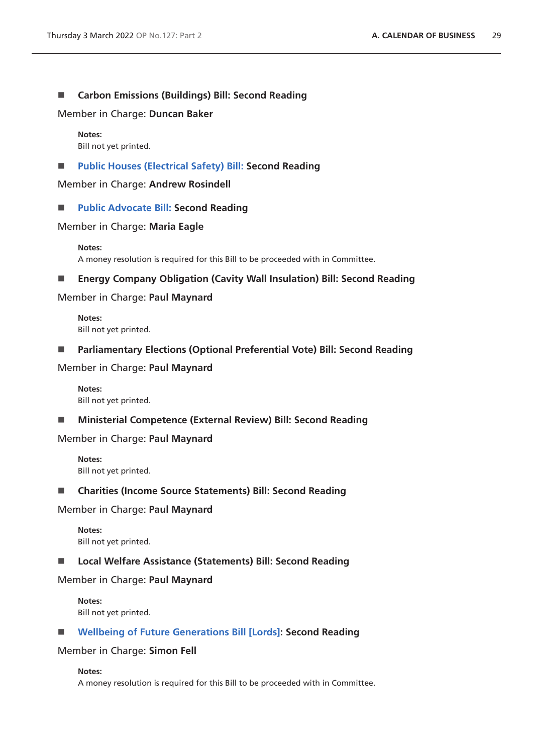■ **Carbon Emissions (Buildings) Bill: Second Reading**

Member in Charge: **Duncan Baker**

> **Notes:**
> Bill not yet printed.

■ **Public Houses (Electrical Safety) Bill: Second Reading**

Member in Charge: **Andrew Rosindell**

■ **Public Advocate Bill: Second Reading**

Member in Charge: **Maria Eagle**

> **Notes:**
> A money resolution is required for this Bill to be proceeded with in Committee.

■ **Energy Company Obligation (Cavity Wall Insulation) Bill: Second Reading**

Member in Charge: **Paul Maynard**

> **Notes:**
> Bill not yet printed.

■ **Parliamentary Elections (Optional Preferential Vote) Bill: Second Reading**

Member in Charge: **Paul Maynard**

> **Notes:**
> Bill not yet printed.

■ **Ministerial Competence (External Review) Bill: Second Reading**

Member in Charge: **Paul Maynard**

> **Notes:**
> Bill not yet printed.

■ **Charities (Income Source Statements) Bill: Second Reading**

Member in Charge: **Paul Maynard**

> **Notes:**
> Bill not yet printed.

■ **Local Welfare Assistance (Statements) Bill: Second Reading**

Member in Charge: **Paul Maynard**

> **Notes:**
> Bill not yet printed.

■ **Wellbeing of Future Generations Bill [Lords]: Second Reading**

Member in Charge: **Simon Fell**

> **Notes:**
> A money resolution is required for this Bill to be proceeded with in Committee.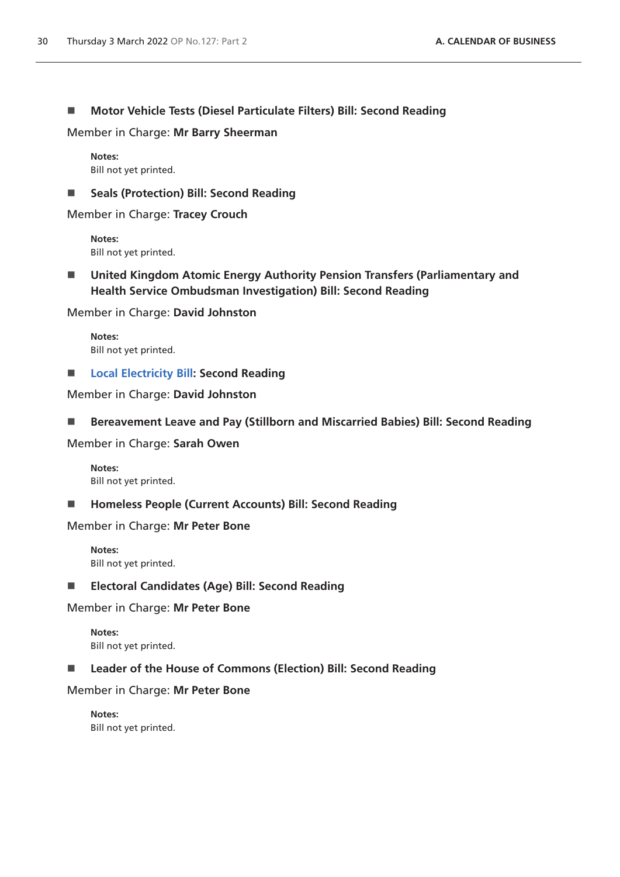■ **Motor Vehicle Tests (Diesel Particulate Filters) Bill: Second Reading**

Member in Charge: **Mr Barry Sheerman**

**Notes:**
Bill not yet printed.

■ **Seals (Protection) Bill: Second Reading**

Member in Charge: **Tracey Crouch**

**Notes:**
Bill not yet printed.

■ **United Kingdom Atomic Energy Authority Pension Transfers (Parliamentary and Health Service Ombudsman Investigation) Bill: Second Reading**

Member in Charge: **David Johnston**

**Notes:**
Bill not yet printed.

■ **Local Electricity Bill: Second Reading**

Member in Charge: **David Johnston**

■ **Bereavement Leave and Pay (Stillborn and Miscarried Babies) Bill: Second Reading**

Member in Charge: **Sarah Owen**

**Notes:**
Bill not yet printed.

■ **Homeless People (Current Accounts) Bill: Second Reading**

Member in Charge: **Mr Peter Bone**

**Notes:**
Bill not yet printed.

■ **Electoral Candidates (Age) Bill: Second Reading**

Member in Charge: **Mr Peter Bone**

**Notes:**
Bill not yet printed.

■ **Leader of the House of Commons (Election) Bill: Second Reading**

Member in Charge: **Mr Peter Bone**

**Notes:**
Bill not yet printed.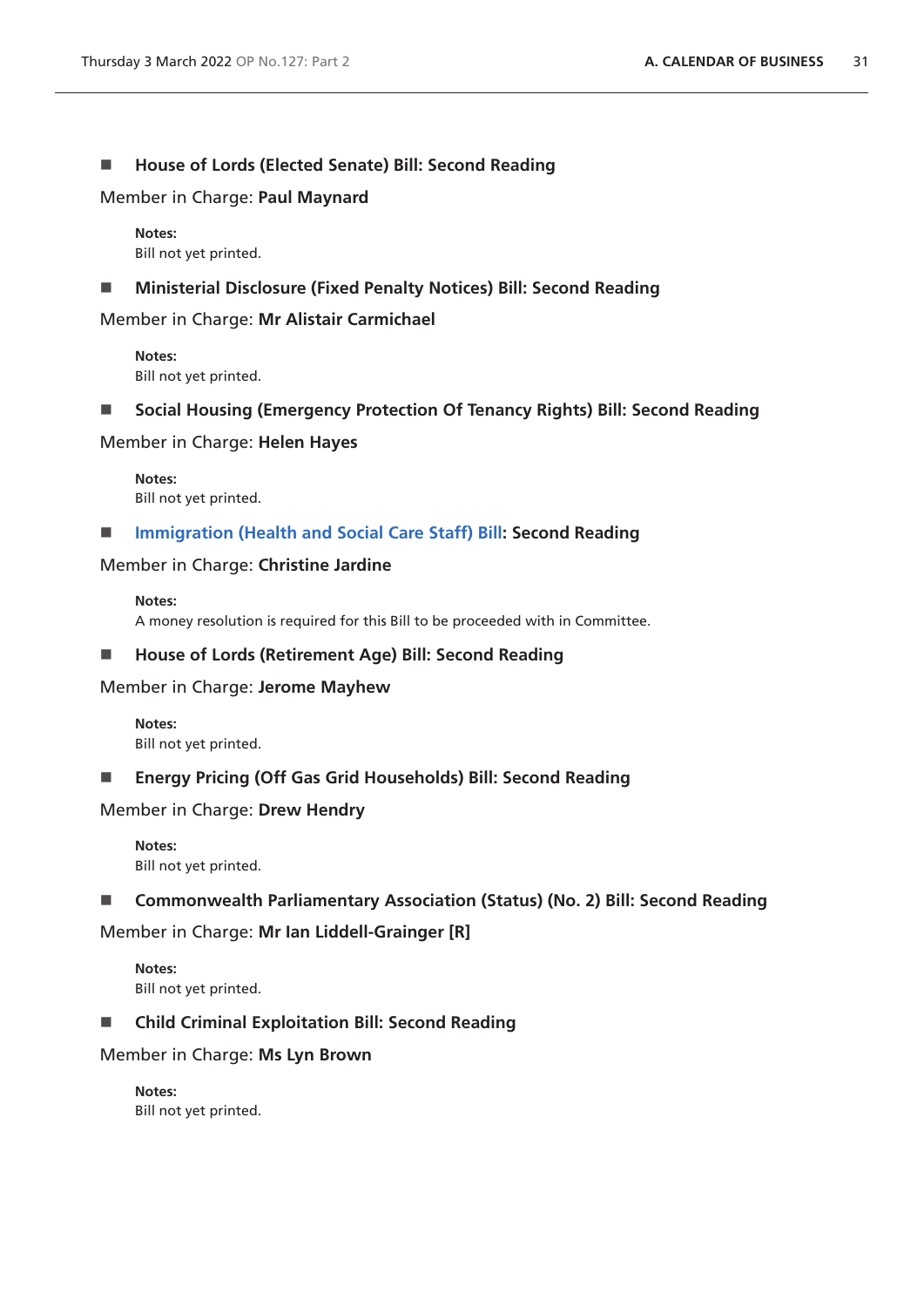- **House of Lords (Elected Senate) Bill: Second Reading**

Member in Charge: **Paul Maynard**

> **Notes:**
> Bill not yet printed.

- **Ministerial Disclosure (Fixed Penalty Notices) Bill: Second Reading**

Member in Charge: **Mr Alistair Carmichael**

> **Notes:**
> Bill not yet printed.

- **Social Housing (Emergency Protection Of Tenancy Rights) Bill: Second Reading**

Member in Charge: **Helen Hayes**

> **Notes:**
> Bill not yet printed.

- **Immigration (Health and Social Care Staff) Bill: Second Reading**

Member in Charge: **Christine Jardine**

> **Notes:**
> A money resolution is required for this Bill to be proceeded with in Committee.

- **House of Lords (Retirement Age) Bill: Second Reading**

Member in Charge: **Jerome Mayhew**

> **Notes:**
> Bill not yet printed.

- **Energy Pricing (Off Gas Grid Households) Bill: Second Reading**

Member in Charge: **Drew Hendry**

> **Notes:**
> Bill not yet printed.

- **Commonwealth Parliamentary Association (Status) (No. 2) Bill: Second Reading**

Member in Charge: **Mr Ian Liddell-Grainger [R]**

> **Notes:**
> Bill not yet printed.

- **Child Criminal Exploitation Bill: Second Reading**

Member in Charge: **Ms Lyn Brown**

> **Notes:**
> Bill not yet printed.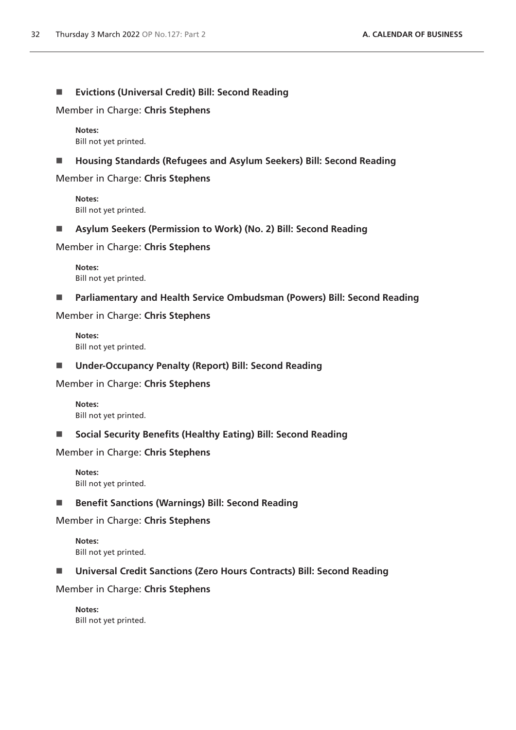- **Evictions (Universal Credit) Bill: Second Reading**

Member in Charge: **Chris Stephens**

**Notes:**
Bill not yet printed.

- **Housing Standards (Refugees and Asylum Seekers) Bill: Second Reading**

Member in Charge: **Chris Stephens**

**Notes:**
Bill not yet printed.

- **Asylum Seekers (Permission to Work) (No. 2) Bill: Second Reading**

Member in Charge: **Chris Stephens**

**Notes:**
Bill not yet printed.

- **Parliamentary and Health Service Ombudsman (Powers) Bill: Second Reading**

Member in Charge: **Chris Stephens**

**Notes:**
Bill not yet printed.

- **Under-Occupancy Penalty (Report) Bill: Second Reading**

Member in Charge: **Chris Stephens**

**Notes:**
Bill not yet printed.

- **Social Security Benefits (Healthy Eating) Bill: Second Reading**

Member in Charge: **Chris Stephens**

**Notes:**
Bill not yet printed.

- **Benefit Sanctions (Warnings) Bill: Second Reading**

Member in Charge: **Chris Stephens**

**Notes:**
Bill not yet printed.

- **Universal Credit Sanctions (Zero Hours Contracts) Bill: Second Reading**

Member in Charge: **Chris Stephens**

**Notes:**
Bill not yet printed.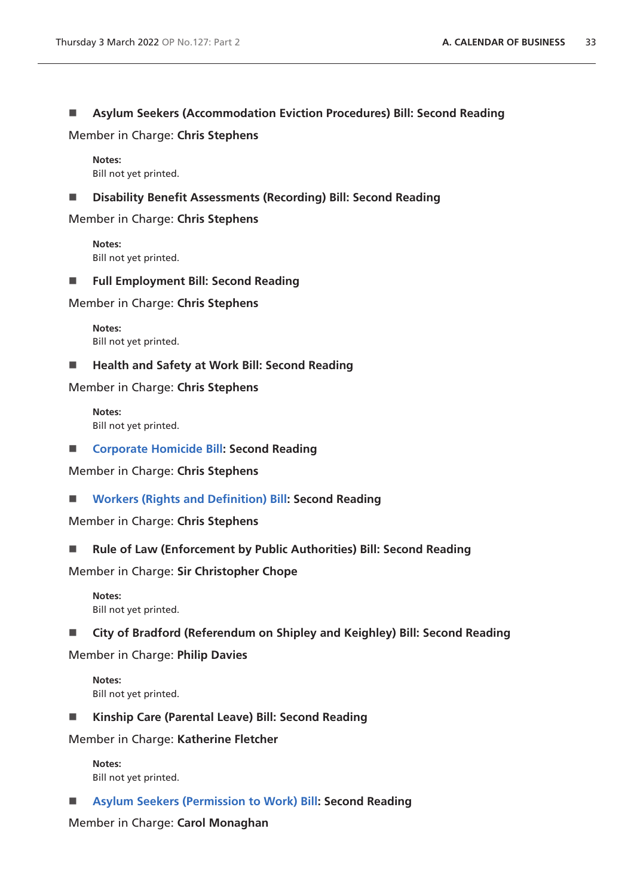- **Asylum Seekers (Accommodation Eviction Procedures) Bill: Second Reading**

Member in Charge: **Chris Stephens**

**Notes:**
Bill not yet printed.

- **Disability Benefit Assessments (Recording) Bill: Second Reading**

Member in Charge: **Chris Stephens**

**Notes:**
Bill not yet printed.

- **Full Employment Bill: Second Reading**

Member in Charge: **Chris Stephens**

**Notes:**
Bill not yet printed.

- **Health and Safety at Work Bill: Second Reading**

Member in Charge: **Chris Stephens**

**Notes:**
Bill not yet printed.

- **Corporate Homicide Bill: Second Reading**

Member in Charge: **Chris Stephens**

- **Workers (Rights and Definition) Bill: Second Reading**

Member in Charge: **Chris Stephens**

- **Rule of Law (Enforcement by Public Authorities) Bill: Second Reading**

Member in Charge: **Sir Christopher Chope**

**Notes:**
Bill not yet printed.

- **City of Bradford (Referendum on Shipley and Keighley) Bill: Second Reading**

Member in Charge: **Philip Davies**

**Notes:**
Bill not yet printed.

- **Kinship Care (Parental Leave) Bill: Second Reading**

Member in Charge: **Katherine Fletcher**

**Notes:**
Bill not yet printed.

- **Asylum Seekers (Permission to Work) Bill: Second Reading**

Member in Charge: **Carol Monaghan**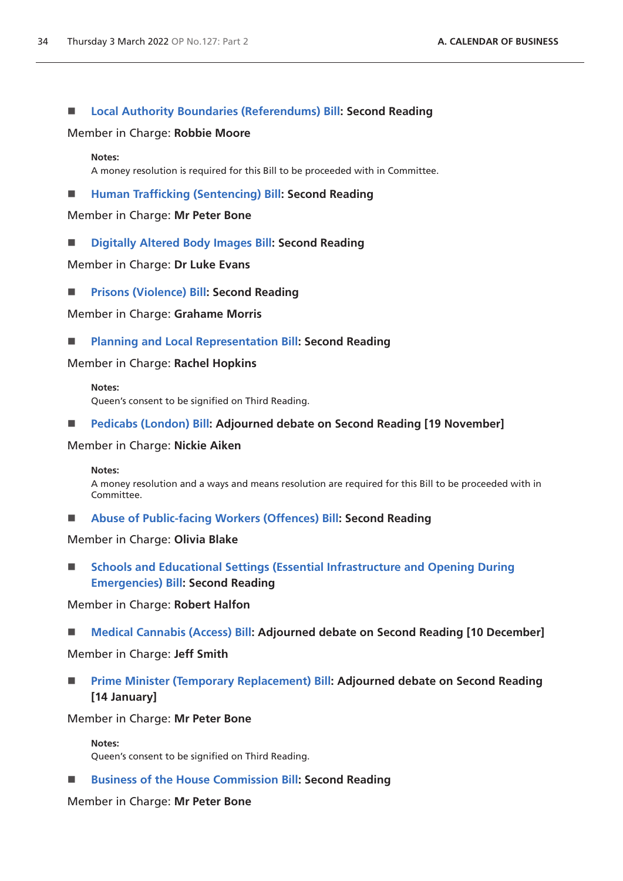- **Local Authority Boundaries (Referendums) Bill: Second Reading**

Member in Charge: **Robbie Moore**

**Notes:**
A money resolution is required for this Bill to be proceeded with in Committee.

- **Human Trafficking (Sentencing) Bill: Second Reading**

Member in Charge: **Mr Peter Bone**

- **Digitally Altered Body Images Bill: Second Reading**

Member in Charge: **Dr Luke Evans**

- **Prisons (Violence) Bill: Second Reading**

Member in Charge: **Grahame Morris**

- **Planning and Local Representation Bill: Second Reading**

Member in Charge: **Rachel Hopkins**

**Notes:**
Queen's consent to be signified on Third Reading.

- **Pedicabs (London) Bill: Adjourned debate on Second Reading [19 November]**

Member in Charge: **Nickie Aiken**

**Notes:**
A money resolution and a ways and means resolution are required for this Bill to be proceeded with in Committee.

- **Abuse of Public-facing Workers (Offences) Bill: Second Reading**

Member in Charge: **Olivia Blake**

- **Schools and Educational Settings (Essential Infrastructure and Opening During Emergencies) Bill: Second Reading**

Member in Charge: **Robert Halfon**

- **Medical Cannabis (Access) Bill: Adjourned debate on Second Reading [10 December]**

Member in Charge: **Jeff Smith**

- **Prime Minister (Temporary Replacement) Bill: Adjourned debate on Second Reading [14 January]**

Member in Charge: **Mr Peter Bone**

**Notes:**
Queen's consent to be signified on Third Reading.

- **Business of the House Commission Bill: Second Reading**

Member in Charge: **Mr Peter Bone**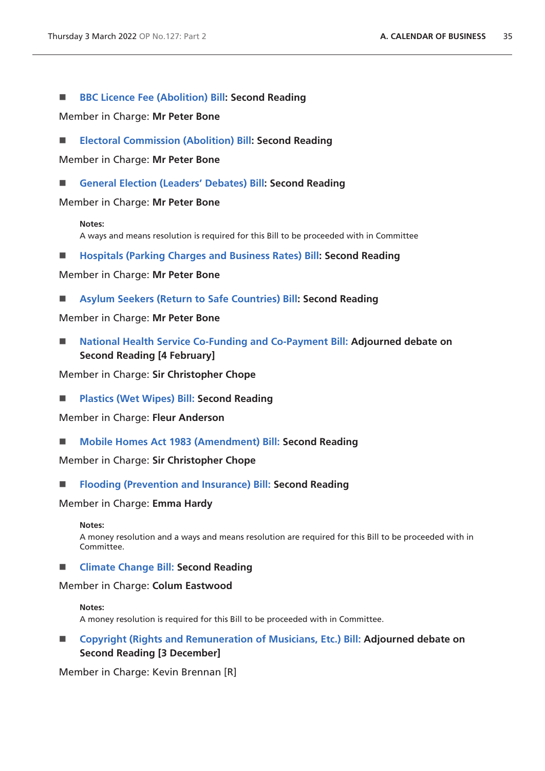- **BBC Licence Fee (Abolition) Bill: Second Reading**

Member in Charge: **Mr Peter Bone**

- **Electoral Commission (Abolition) Bill: Second Reading**

Member in Charge: **Mr Peter Bone**

- **General Election (Leaders' Debates) Bill: Second Reading**

Member in Charge: **Mr Peter Bone**

> **Notes:**
> A ways and means resolution is required for this Bill to be proceeded with in Committee

- **Hospitals (Parking Charges and Business Rates) Bill: Second Reading**

Member in Charge: **Mr Peter Bone**

- **Asylum Seekers (Return to Safe Countries) Bill: Second Reading**

Member in Charge: **Mr Peter Bone**

- **National Health Service Co-Funding and Co-Payment Bill: Adjourned debate on Second Reading [4 February]**

Member in Charge: **Sir Christopher Chope**

- **Plastics (Wet Wipes) Bill: Second Reading**

Member in Charge: **Fleur Anderson**

- **Mobile Homes Act 1983 (Amendment) Bill: Second Reading**

Member in Charge: **Sir Christopher Chope**

- **Flooding (Prevention and Insurance) Bill: Second Reading**

Member in Charge: **Emma Hardy**

> **Notes:**
> A money resolution and a ways and means resolution are required for this Bill to be proceeded with in Committee.

- **Climate Change Bill: Second Reading**

Member in Charge: **Colum Eastwood**

> **Notes:**
> A money resolution is required for this Bill to be proceeded with in Committee.

- **Copyright (Rights and Remuneration of Musicians, Etc.) Bill: Adjourned debate on Second Reading [3 December]**

Member in Charge: Kevin Brennan [R]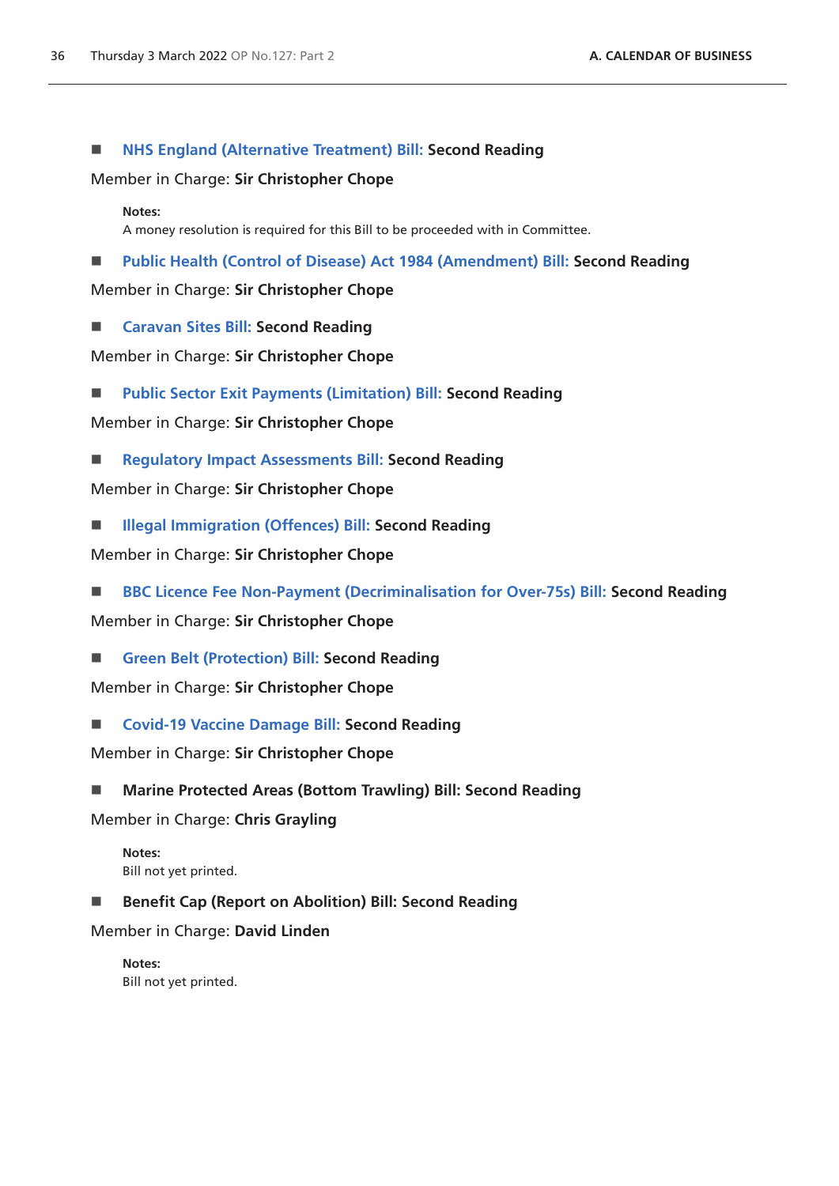■ **NHS England (Alternative Treatment) Bill: Second Reading**

Member in Charge: **Sir Christopher Chope**

**Notes:**
A money resolution is required for this Bill to be proceeded with in Committee.

■ **Public Health (Control of Disease) Act 1984 (Amendment) Bill: Second Reading**

Member in Charge: **Sir Christopher Chope**

■ **Caravan Sites Bill: Second Reading**

Member in Charge: **Sir Christopher Chope**

■ **Public Sector Exit Payments (Limitation) Bill: Second Reading**

Member in Charge: **Sir Christopher Chope**

■ **Regulatory Impact Assessments Bill: Second Reading**

Member in Charge: **Sir Christopher Chope**

■ **Illegal Immigration (Offences) Bill: Second Reading**

Member in Charge: **Sir Christopher Chope**

■ **BBC Licence Fee Non-Payment (Decriminalisation for Over-75s) Bill: Second Reading**

Member in Charge: **Sir Christopher Chope**

■ **Green Belt (Protection) Bill: Second Reading**

Member in Charge: **Sir Christopher Chope**

■ **Covid-19 Vaccine Damage Bill: Second Reading**

Member in Charge: **Sir Christopher Chope**

■ **Marine Protected Areas (Bottom Trawling) Bill: Second Reading**

Member in Charge: **Chris Grayling**

**Notes:**
Bill not yet printed.

■ **Benefit Cap (Report on Abolition) Bill: Second Reading**

Member in Charge: **David Linden**

**Notes:**
Bill not yet printed.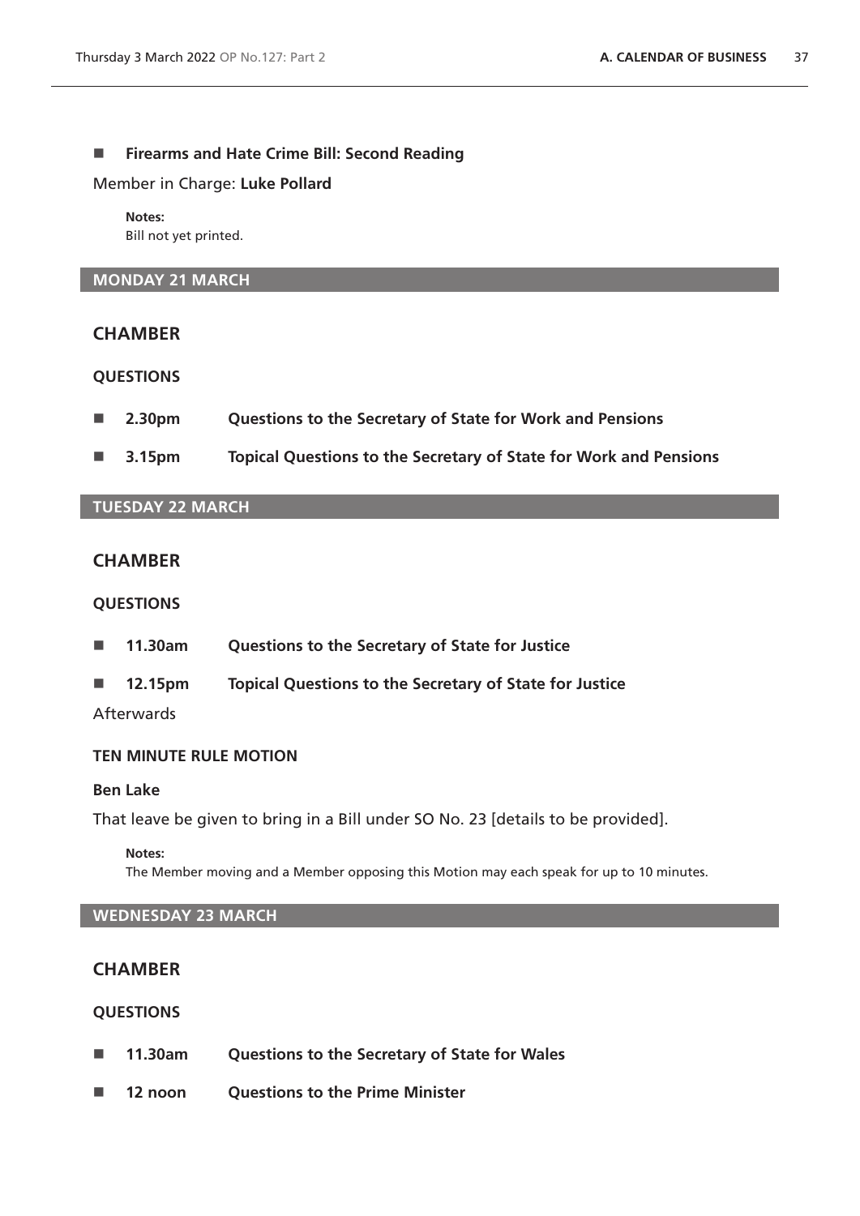- **Firearms and Hate Crime Bill: Second Reading**

Member in Charge: **Luke Pollard**

**Notes:**
Bill not yet printed.

## MONDAY 21 MARCH

### CHAMBER

#### QUESTIONS

- **2.30pm** **Questions to the Secretary of State for Work and Pensions**
- **3.15pm** **Topical Questions to the Secretary of State for Work and Pensions**

## TUESDAY 22 MARCH

### CHAMBER

#### QUESTIONS

- **11.30am** **Questions to the Secretary of State for Justice**
- **12.15pm** **Topical Questions to the Secretary of State for Justice**

Afterwards

#### TEN MINUTE RULE MOTION

**Ben Lake**

That leave be given to bring in a Bill under SO No. 23 [details to be provided].

**Notes:**
The Member moving and a Member opposing this Motion may each speak for up to 10 minutes.

## WEDNESDAY 23 MARCH

### CHAMBER

#### QUESTIONS

- **11.30am** **Questions to the Secretary of State for Wales**
- **12 noon** **Questions to the Prime Minister**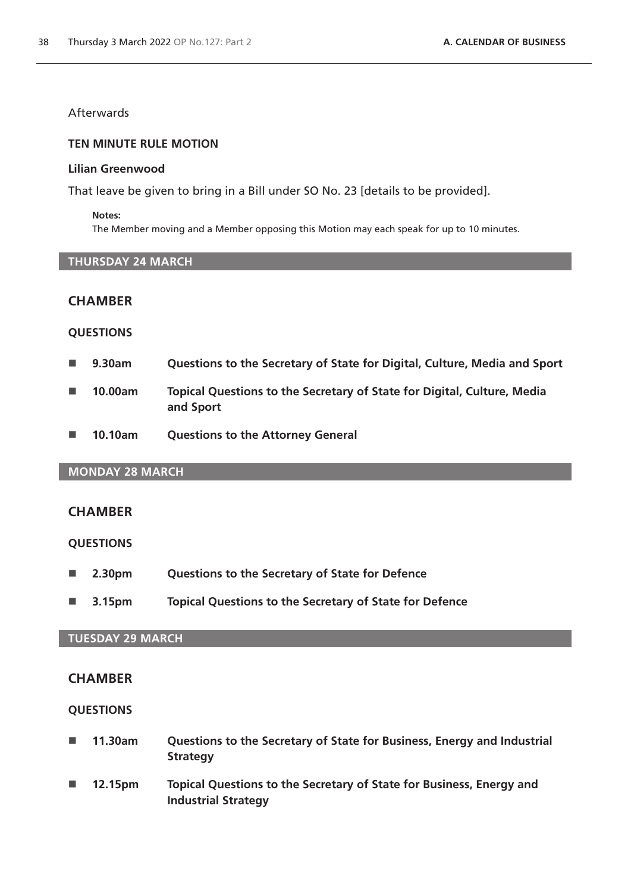Afterwards

**TEN MINUTE RULE MOTION**

**Lilian Greenwood**

That leave be given to bring in a Bill under SO No. 23 [details to be provided].

**Notes:**
The Member moving and a Member opposing this Motion may each speak for up to 10 minutes.

## THURSDAY 24 MARCH

### CHAMBER

**QUESTIONS**

- **9.30am** **Questions to the Secretary of State for Digital, Culture, Media and Sport**
- **10.00am** **Topical Questions to the Secretary of State for Digital, Culture, Media and Sport**
- **10.10am** **Questions to the Attorney General**

## MONDAY 28 MARCH

### CHAMBER

**QUESTIONS**

- **2.30pm** **Questions to the Secretary of State for Defence**
- **3.15pm** **Topical Questions to the Secretary of State for Defence**

## TUESDAY 29 MARCH

### CHAMBER

**QUESTIONS**

- **11.30am** **Questions to the Secretary of State for Business, Energy and Industrial Strategy**
- **12.15pm** **Topical Questions to the Secretary of State for Business, Energy and Industrial Strategy**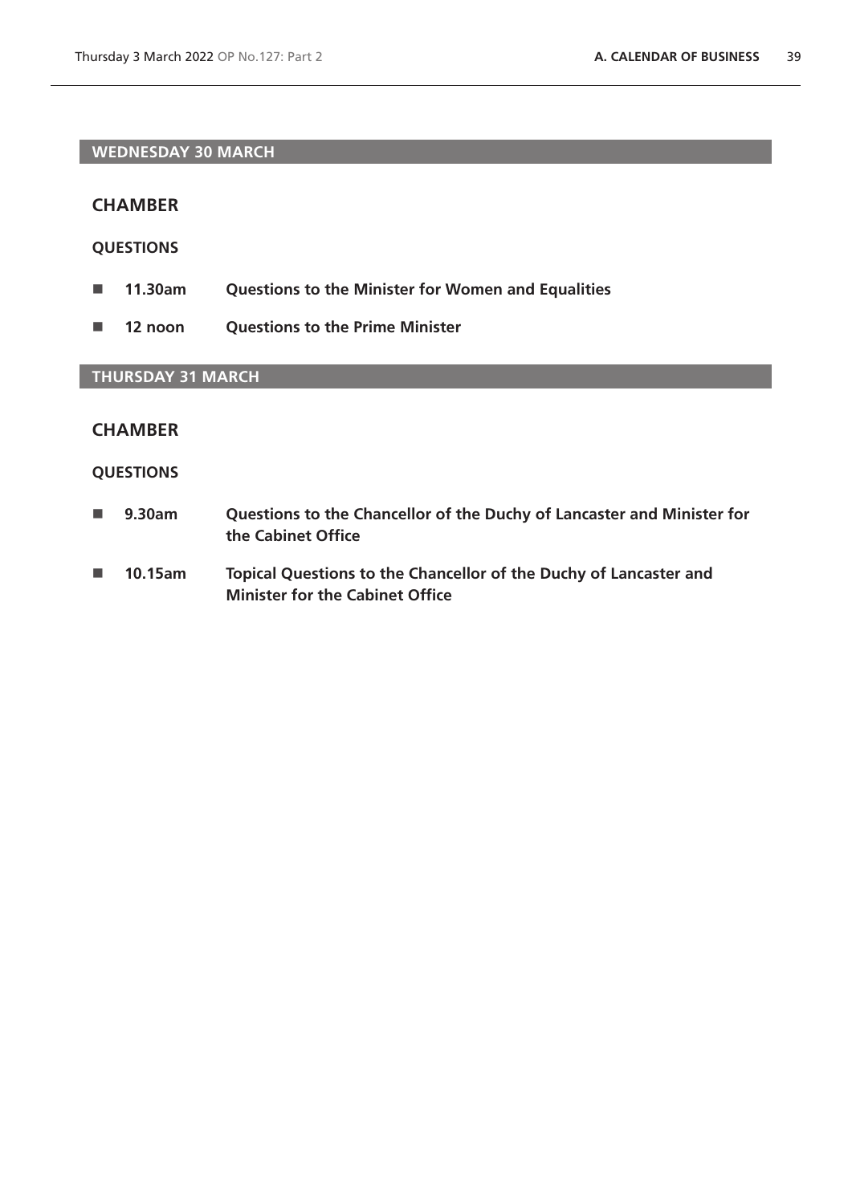## WEDNESDAY 30 MARCH

### CHAMBER

**QUESTIONS**

- **11.30am** **Questions to the Minister for Women and Equalities**
- **12 noon** **Questions to the Prime Minister**

## THURSDAY 31 MARCH

### CHAMBER

**QUESTIONS**

- **9.30am** **Questions to the Chancellor of the Duchy of Lancaster and Minister for the Cabinet Office**
- **10.15am** **Topical Questions to the Chancellor of the Duchy of Lancaster and Minister for the Cabinet Office**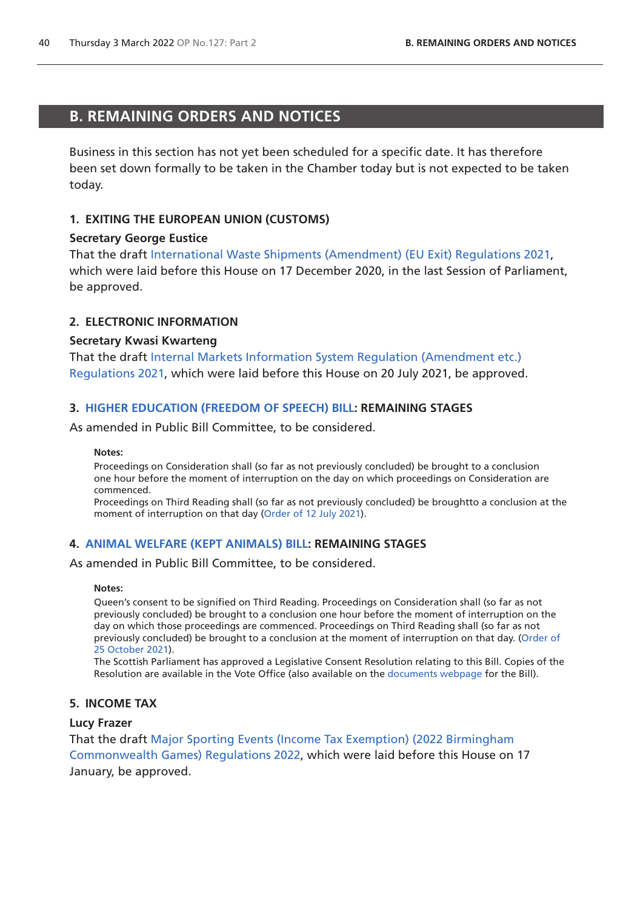## B. REMAINING ORDERS AND NOTICES

Business in this section has not yet been scheduled for a specific date. It has therefore been set down formally to be taken in the Chamber today but is not expected to be taken today.

### 1. EXITING THE EUROPEAN UNION (CUSTOMS)

**Secretary George Eustice**

That the draft International Waste Shipments (Amendment) (EU Exit) Regulations 2021, which were laid before this House on 17 December 2020, in the last Session of Parliament, be approved.

### 2. ELECTRONIC INFORMATION

**Secretary Kwasi Kwarteng**

That the draft Internal Markets Information System Regulation (Amendment etc.) Regulations 2021, which were laid before this House on 20 July 2021, be approved.

### 3. HIGHER EDUCATION (FREEDOM OF SPEECH) BILL: REMAINING STAGES

As amended in Public Bill Committee, to be considered.

**Notes:**

Proceedings on Consideration shall (so far as not previously concluded) be brought to a conclusion one hour before the moment of interruption on the day on which proceedings on Consideration are commenced.

Proceedings on Third Reading shall (so far as not previously concluded) be broughtto a conclusion at the moment of interruption on that day (Order of 12 July 2021).

### 4. ANIMAL WELFARE (KEPT ANIMALS) BILL: REMAINING STAGES

As amended in Public Bill Committee, to be considered.

**Notes:**

Queen's consent to be signified on Third Reading. Proceedings on Consideration shall (so far as not previously concluded) be brought to a conclusion one hour before the moment of interruption on the day on which those proceedings are commenced. Proceedings on Third Reading shall (so far as not previously concluded) be brought to a conclusion at the moment of interruption on that day. (Order of 25 October 2021).

The Scottish Parliament has approved a Legislative Consent Resolution relating to this Bill. Copies of the Resolution are available in the Vote Office (also available on the documents webpage for the Bill).

### 5. INCOME TAX

**Lucy Frazer**

That the draft Major Sporting Events (Income Tax Exemption) (2022 Birmingham Commonwealth Games) Regulations 2022, which were laid before this House on 17 January, be approved.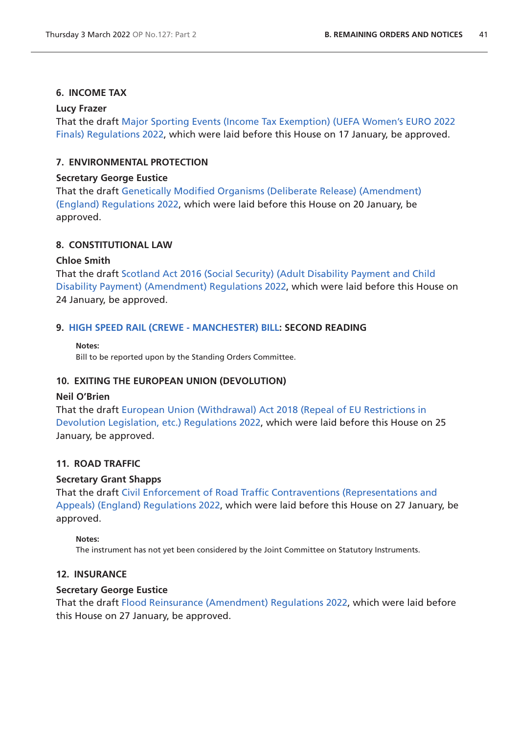### 6. INCOME TAX

**Lucy Frazer**

That the draft Major Sporting Events (Income Tax Exemption) (UEFA Women's EURO 2022 Finals) Regulations 2022, which were laid before this House on 17 January, be approved.

### 7. ENVIRONMENTAL PROTECTION

**Secretary George Eustice**

That the draft Genetically Modified Organisms (Deliberate Release) (Amendment) (England) Regulations 2022, which were laid before this House on 20 January, be approved.

### 8. CONSTITUTIONAL LAW

**Chloe Smith**

That the draft Scotland Act 2016 (Social Security) (Adult Disability Payment and Child Disability Payment) (Amendment) Regulations 2022, which were laid before this House on 24 January, be approved.

### 9. HIGH SPEED RAIL (CREWE - MANCHESTER) BILL: SECOND READING

**Notes:**

Bill to be reported upon by the Standing Orders Committee.

### 10. EXITING THE EUROPEAN UNION (DEVOLUTION)

**Neil O'Brien**

That the draft European Union (Withdrawal) Act 2018 (Repeal of EU Restrictions in Devolution Legislation, etc.) Regulations 2022, which were laid before this House on 25 January, be approved.

### 11. ROAD TRAFFIC

**Secretary Grant Shapps**

That the draft Civil Enforcement of Road Traffic Contraventions (Representations and Appeals) (England) Regulations 2022, which were laid before this House on 27 January, be approved.

**Notes:**

The instrument has not yet been considered by the Joint Committee on Statutory Instruments.

### 12. INSURANCE

**Secretary George Eustice**

That the draft Flood Reinsurance (Amendment) Regulations 2022, which were laid before this House on 27 January, be approved.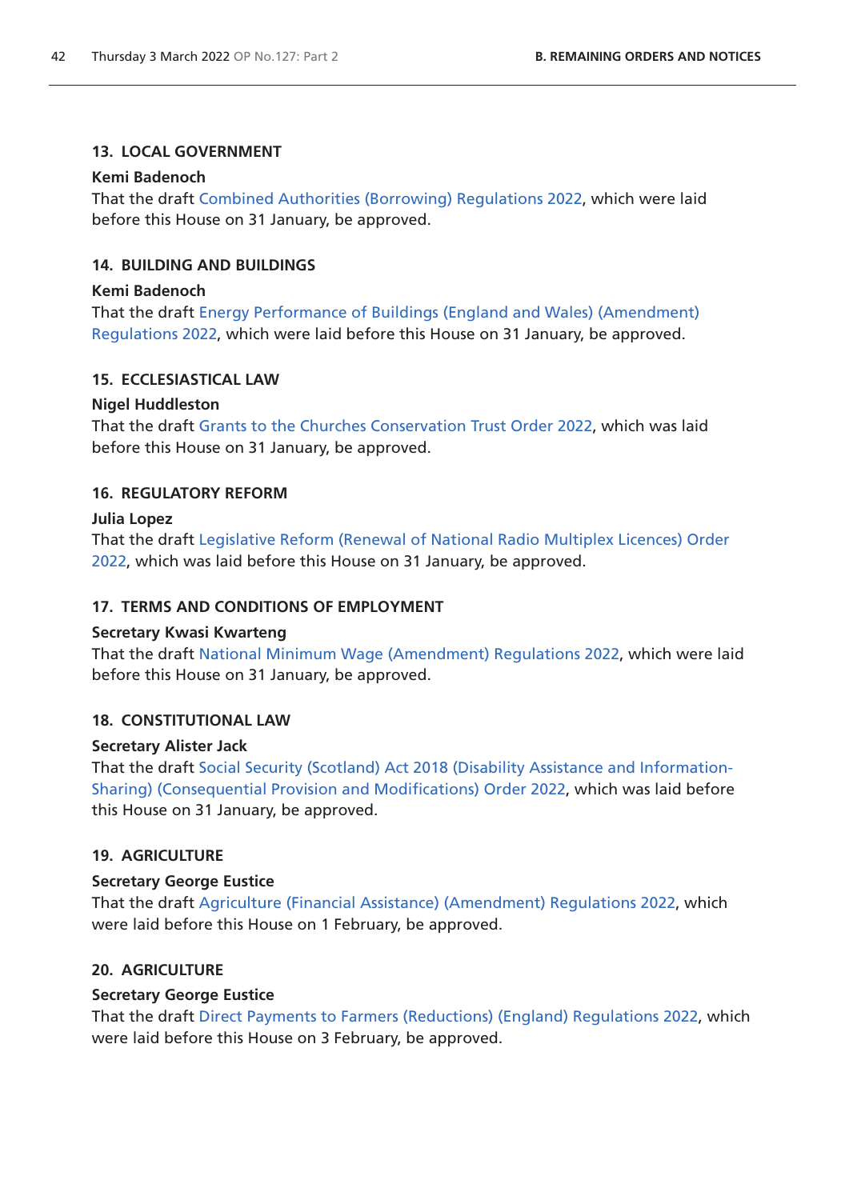### 13. LOCAL GOVERNMENT

**Kemi Badenoch**

That the draft Combined Authorities (Borrowing) Regulations 2022, which were laid before this House on 31 January, be approved.

### 14. BUILDING AND BUILDINGS

**Kemi Badenoch**

That the draft Energy Performance of Buildings (England and Wales) (Amendment) Regulations 2022, which were laid before this House on 31 January, be approved.

### 15. ECCLESIASTICAL LAW

**Nigel Huddleston**

That the draft Grants to the Churches Conservation Trust Order 2022, which was laid before this House on 31 January, be approved.

### 16. REGULATORY REFORM

**Julia Lopez**

That the draft Legislative Reform (Renewal of National Radio Multiplex Licences) Order 2022, which was laid before this House on 31 January, be approved.

### 17. TERMS AND CONDITIONS OF EMPLOYMENT

**Secretary Kwasi Kwarteng**

That the draft National Minimum Wage (Amendment) Regulations 2022, which were laid before this House on 31 January, be approved.

### 18. CONSTITUTIONAL LAW

**Secretary Alister Jack**

That the draft Social Security (Scotland) Act 2018 (Disability Assistance and Information-Sharing) (Consequential Provision and Modifications) Order 2022, which was laid before this House on 31 January, be approved.

### 19. AGRICULTURE

**Secretary George Eustice**

That the draft Agriculture (Financial Assistance) (Amendment) Regulations 2022, which were laid before this House on 1 February, be approved.

### 20. AGRICULTURE

**Secretary George Eustice**

That the draft Direct Payments to Farmers (Reductions) (England) Regulations 2022, which were laid before this House on 3 February, be approved.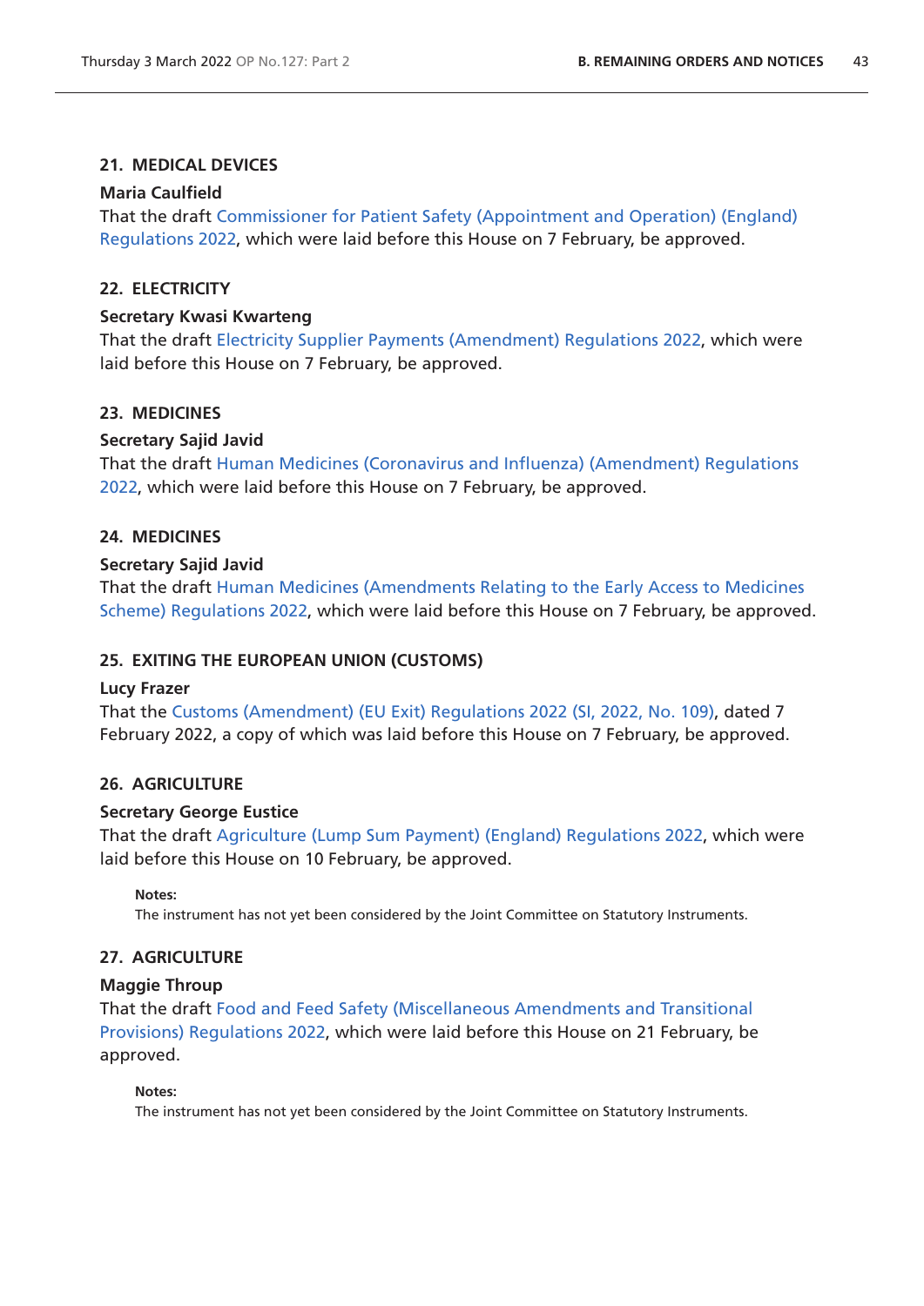### 21. MEDICAL DEVICES

**Maria Caulfield**
That the draft Commissioner for Patient Safety (Appointment and Operation) (England) Regulations 2022, which were laid before this House on 7 February, be approved.

### 22. ELECTRICITY

**Secretary Kwasi Kwarteng**
That the draft Electricity Supplier Payments (Amendment) Regulations 2022, which were laid before this House on 7 February, be approved.

### 23. MEDICINES

**Secretary Sajid Javid**
That the draft Human Medicines (Coronavirus and Influenza) (Amendment) Regulations 2022, which were laid before this House on 7 February, be approved.

### 24. MEDICINES

**Secretary Sajid Javid**
That the draft Human Medicines (Amendments Relating to the Early Access to Medicines Scheme) Regulations 2022, which were laid before this House on 7 February, be approved.

### 25. EXITING THE EUROPEAN UNION (CUSTOMS)

**Lucy Frazer**
That the Customs (Amendment) (EU Exit) Regulations 2022 (SI, 2022, No. 109), dated 7 February 2022, a copy of which was laid before this House on 7 February, be approved.

### 26. AGRICULTURE

**Secretary George Eustice**
That the draft Agriculture (Lump Sum Payment) (England) Regulations 2022, which were laid before this House on 10 February, be approved.

**Notes:**
The instrument has not yet been considered by the Joint Committee on Statutory Instruments.

### 27. AGRICULTURE

**Maggie Throup**
That the draft Food and Feed Safety (Miscellaneous Amendments and Transitional Provisions) Regulations 2022, which were laid before this House on 21 February, be approved.

**Notes:**
The instrument has not yet been considered by the Joint Committee on Statutory Instruments.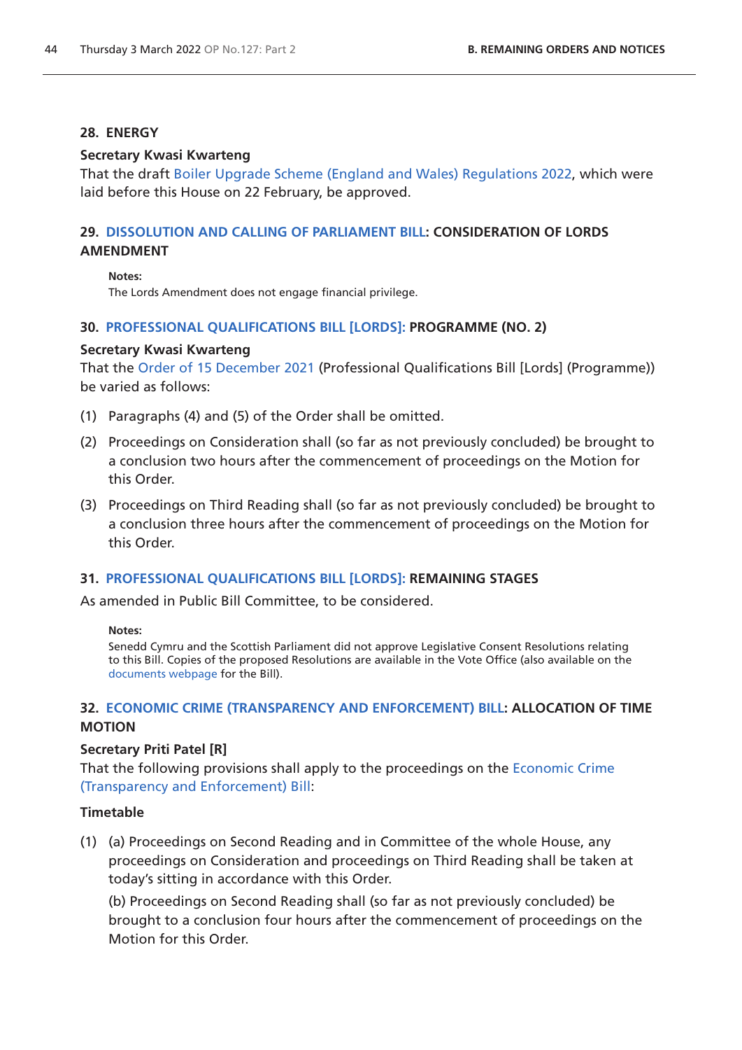### 28. ENERGY

**Secretary Kwasi Kwarteng**

That the draft Boiler Upgrade Scheme (England and Wales) Regulations 2022, which were laid before this House on 22 February, be approved.

### 29. DISSOLUTION AND CALLING OF PARLIAMENT BILL: CONSIDERATION OF LORDS AMENDMENT

**Notes:**

The Lords Amendment does not engage financial privilege.

### 30. PROFESSIONAL QUALIFICATIONS BILL [LORDS]: PROGRAMME (NO. 2)

**Secretary Kwasi Kwarteng**

That the Order of 15 December 2021 (Professional Qualifications Bill [Lords] (Programme)) be varied as follows:

(1) Paragraphs (4) and (5) of the Order shall be omitted.

(2) Proceedings on Consideration shall (so far as not previously concluded) be brought to a conclusion two hours after the commencement of proceedings on the Motion for this Order.

(3) Proceedings on Third Reading shall (so far as not previously concluded) be brought to a conclusion three hours after the commencement of proceedings on the Motion for this Order.

### 31. PROFESSIONAL QUALIFICATIONS BILL [LORDS]: REMAINING STAGES

As amended in Public Bill Committee, to be considered.

**Notes:**

Senedd Cymru and the Scottish Parliament did not approve Legislative Consent Resolutions relating to this Bill. Copies of the proposed Resolutions are available in the Vote Office (also available on the documents webpage for the Bill).

### 32. ECONOMIC CRIME (TRANSPARENCY AND ENFORCEMENT) BILL: ALLOCATION OF TIME MOTION

**Secretary Priti Patel [R]**

That the following provisions shall apply to the proceedings on the Economic Crime (Transparency and Enforcement) Bill:

**Timetable**

(1) (a) Proceedings on Second Reading and in Committee of the whole House, any proceedings on Consideration and proceedings on Third Reading shall be taken at today's sitting in accordance with this Order.

(b) Proceedings on Second Reading shall (so far as not previously concluded) be brought to a conclusion four hours after the commencement of proceedings on the Motion for this Order.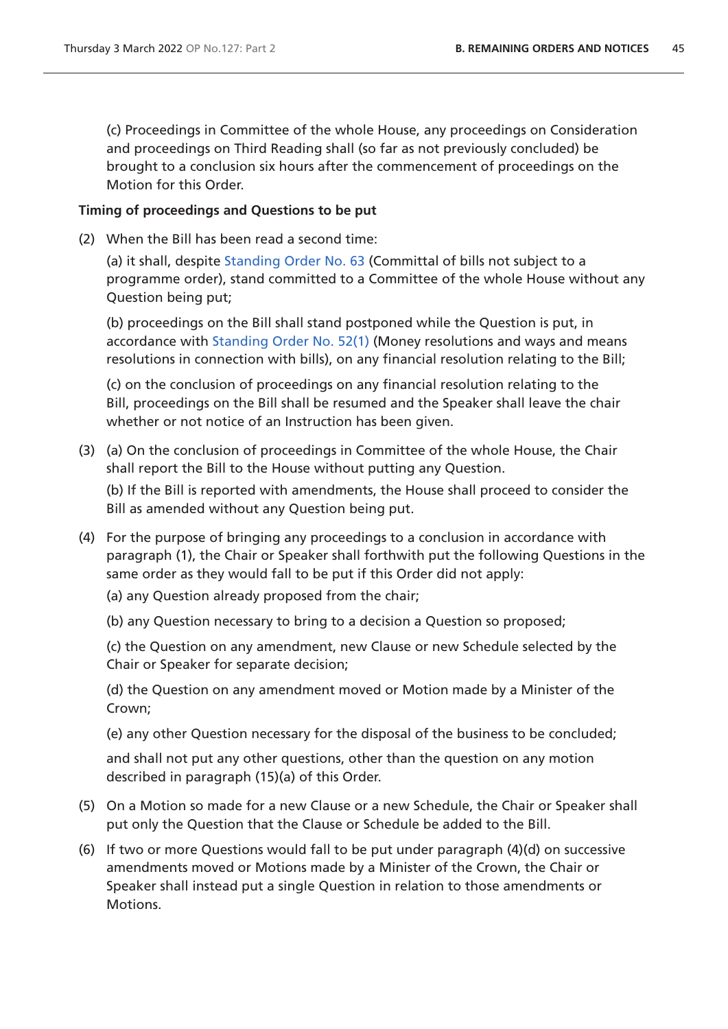(c) Proceedings in Committee of the whole House, any proceedings on Consideration and proceedings on Third Reading shall (so far as not previously concluded) be brought to a conclusion six hours after the commencement of proceedings on the Motion for this Order.

**Timing of proceedings and Questions to be put**

(2) When the Bill has been read a second time:

(a) it shall, despite Standing Order No. 63 (Committal of bills not subject to a programme order), stand committed to a Committee of the whole House without any Question being put;

(b) proceedings on the Bill shall stand postponed while the Question is put, in accordance with Standing Order No. 52(1) (Money resolutions and ways and means resolutions in connection with bills), on any financial resolution relating to the Bill;

(c) on the conclusion of proceedings on any financial resolution relating to the Bill, proceedings on the Bill shall be resumed and the Speaker shall leave the chair whether or not notice of an Instruction has been given.

(3) (a) On the conclusion of proceedings in Committee of the whole House, the Chair shall report the Bill to the House without putting any Question.

(b) If the Bill is reported with amendments, the House shall proceed to consider the Bill as amended without any Question being put.

(4) For the purpose of bringing any proceedings to a conclusion in accordance with paragraph (1), the Chair or Speaker shall forthwith put the following Questions in the same order as they would fall to be put if this Order did not apply:

(a) any Question already proposed from the chair;

(b) any Question necessary to bring to a decision a Question so proposed;

(c) the Question on any amendment, new Clause or new Schedule selected by the Chair or Speaker for separate decision;

(d) the Question on any amendment moved or Motion made by a Minister of the Crown;

(e) any other Question necessary for the disposal of the business to be concluded;

and shall not put any other questions, other than the question on any motion described in paragraph (15)(a) of this Order.

(5) On a Motion so made for a new Clause or a new Schedule, the Chair or Speaker shall put only the Question that the Clause or Schedule be added to the Bill.

(6) If two or more Questions would fall to be put under paragraph (4)(d) on successive amendments moved or Motions made by a Minister of the Crown, the Chair or Speaker shall instead put a single Question in relation to those amendments or Motions.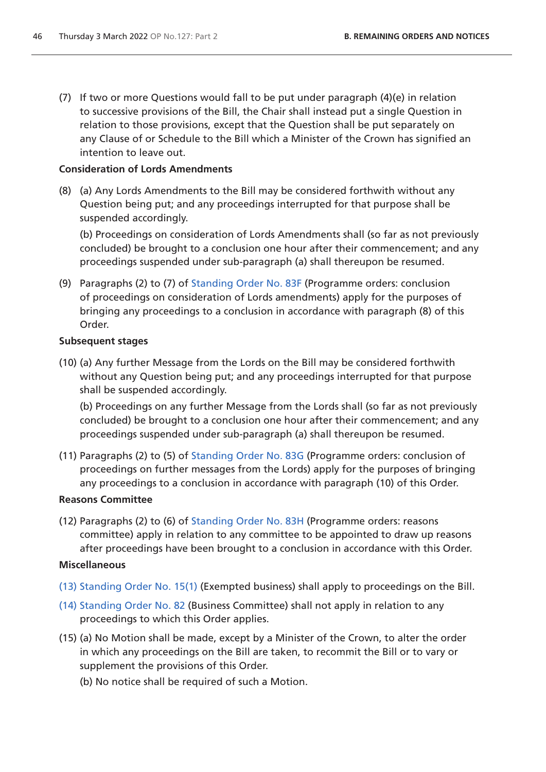(7) If two or more Questions would fall to be put under paragraph (4)(e) in relation to successive provisions of the Bill, the Chair shall instead put a single Question in relation to those provisions, except that the Question shall be put separately on any Clause of or Schedule to the Bill which a Minister of the Crown has signified an intention to leave out.

**Consideration of Lords Amendments**

(8) (a) Any Lords Amendments to the Bill may be considered forthwith without any Question being put; and any proceedings interrupted for that purpose shall be suspended accordingly.

(b) Proceedings on consideration of Lords Amendments shall (so far as not previously concluded) be brought to a conclusion one hour after their commencement; and any proceedings suspended under sub-paragraph (a) shall thereupon be resumed.

(9) Paragraphs (2) to (7) of Standing Order No. 83F (Programme orders: conclusion of proceedings on consideration of Lords amendments) apply for the purposes of bringing any proceedings to a conclusion in accordance with paragraph (8) of this Order.

**Subsequent stages**

(10) (a) Any further Message from the Lords on the Bill may be considered forthwith without any Question being put; and any proceedings interrupted for that purpose shall be suspended accordingly.

(b) Proceedings on any further Message from the Lords shall (so far as not previously concluded) be brought to a conclusion one hour after their commencement; and any proceedings suspended under sub-paragraph (a) shall thereupon be resumed.

(11) Paragraphs (2) to (5) of Standing Order No. 83G (Programme orders: conclusion of proceedings on further messages from the Lords) apply for the purposes of bringing any proceedings to a conclusion in accordance with paragraph (10) of this Order.

**Reasons Committee**

(12) Paragraphs (2) to (6) of Standing Order No. 83H (Programme orders: reasons committee) apply in relation to any committee to be appointed to draw up reasons after proceedings have been brought to a conclusion in accordance with this Order.

**Miscellaneous**

(13) Standing Order No. 15(1) (Exempted business) shall apply to proceedings on the Bill.

(14) Standing Order No. 82 (Business Committee) shall not apply in relation to any proceedings to which this Order applies.

(15) (a) No Motion shall be made, except by a Minister of the Crown, to alter the order in which any proceedings on the Bill are taken, to recommit the Bill or to vary or supplement the provisions of this Order.

(b) No notice shall be required of such a Motion.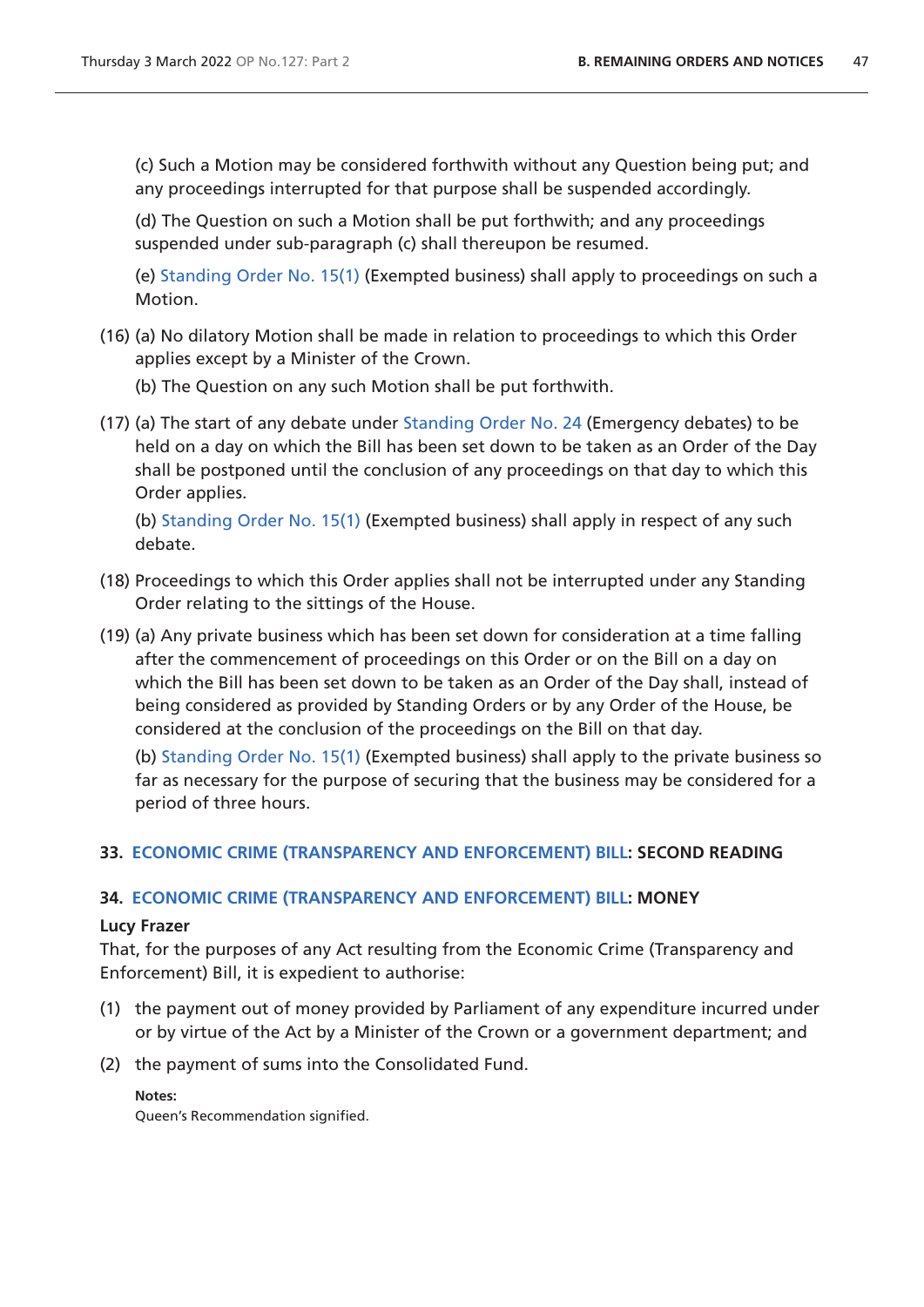(c) Such a Motion may be considered forthwith without any Question being put; and any proceedings interrupted for that purpose shall be suspended accordingly.

(d) The Question on such a Motion shall be put forthwith; and any proceedings suspended under sub-paragraph (c) shall thereupon be resumed.

(e) Standing Order No. 15(1) (Exempted business) shall apply to proceedings on such a Motion.

(16) (a) No dilatory Motion shall be made in relation to proceedings to which this Order applies except by a Minister of the Crown.

(b) The Question on any such Motion shall be put forthwith.

(17) (a) The start of any debate under Standing Order No. 24 (Emergency debates) to be held on a day on which the Bill has been set down to be taken as an Order of the Day shall be postponed until the conclusion of any proceedings on that day to which this Order applies.

(b) Standing Order No. 15(1) (Exempted business) shall apply in respect of any such debate.

(18) Proceedings to which this Order applies shall not be interrupted under any Standing Order relating to the sittings of the House.

(19) (a) Any private business which has been set down for consideration at a time falling after the commencement of proceedings on this Order or on the Bill on a day on which the Bill has been set down to be taken as an Order of the Day shall, instead of being considered as provided by Standing Orders or by any Order of the House, be considered at the conclusion of the proceedings on the Bill on that day.

(b) Standing Order No. 15(1) (Exempted business) shall apply to the private business so far as necessary for the purpose of securing that the business may be considered for a period of three hours.

### 33. ECONOMIC CRIME (TRANSPARENCY AND ENFORCEMENT) BILL: SECOND READING

### 34. ECONOMIC CRIME (TRANSPARENCY AND ENFORCEMENT) BILL: MONEY

**Lucy Frazer**

That, for the purposes of any Act resulting from the Economic Crime (Transparency and Enforcement) Bill, it is expedient to authorise:

(1) the payment out of money provided by Parliament of any expenditure incurred under or by virtue of the Act by a Minister of the Crown or a government department; and

(2) the payment of sums into the Consolidated Fund.

**Notes:**
Queen's Recommendation signified.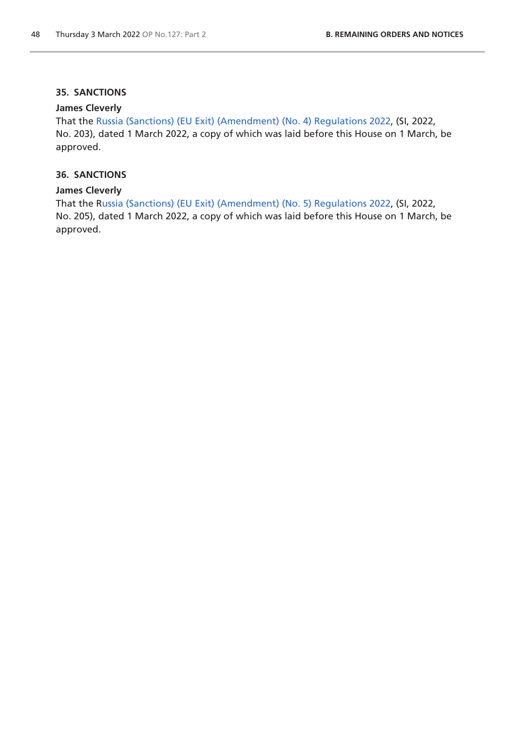## 35. SANCTIONS

**James Cleverly**

That the Russia (Sanctions) (EU Exit) (Amendment) (No. 4) Regulations 2022, (SI, 2022, No. 203), dated 1 March 2022, a copy of which was laid before this House on 1 March, be approved.

## 36. SANCTIONS

**James Cleverly**

That the Russia (Sanctions) (EU Exit) (Amendment) (No. 5) Regulations 2022, (SI, 2022, No. 205), dated 1 March 2022, a copy of which was laid before this House on 1 March, be approved.